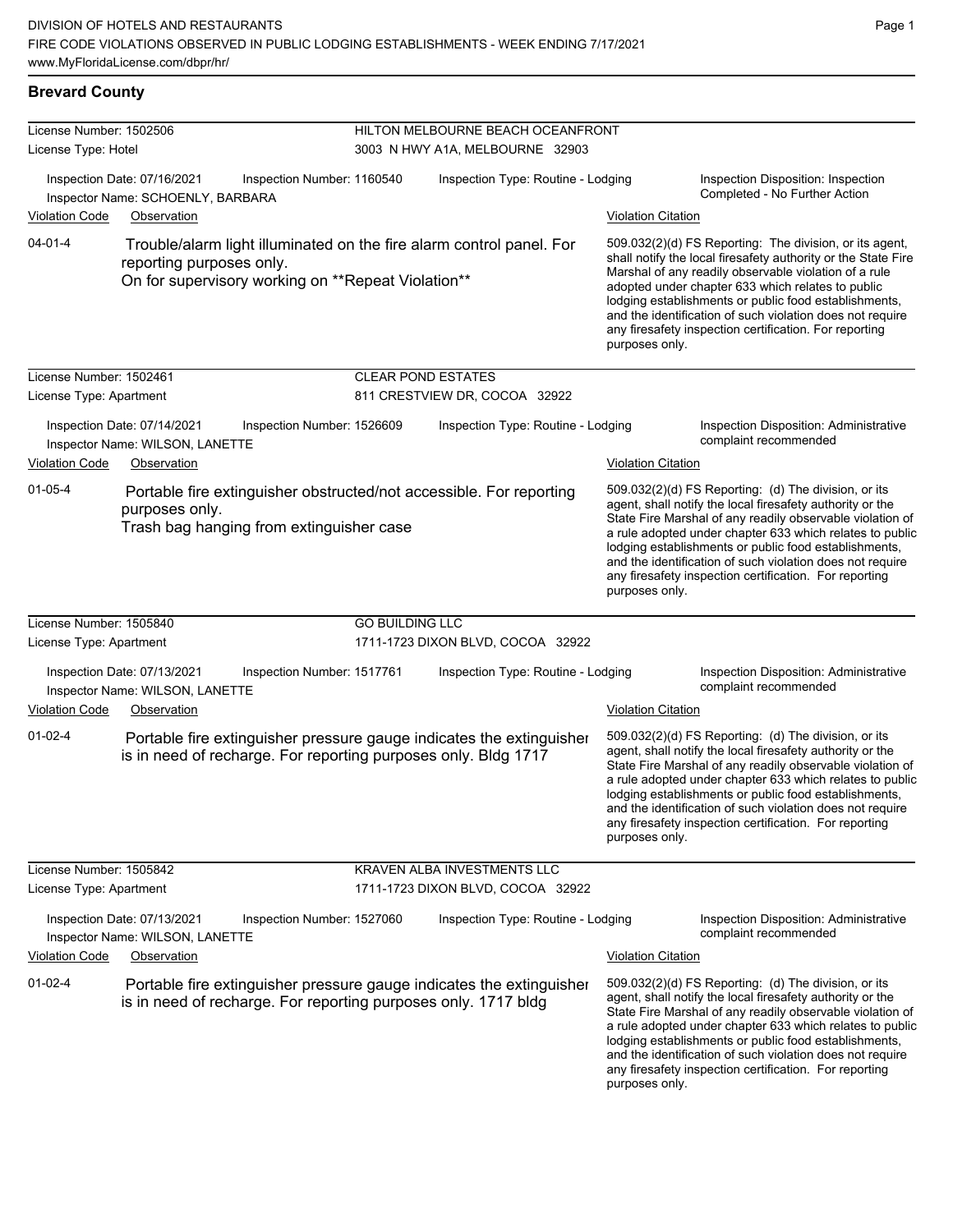DIVISION OF HOTELS AND RESTAURANTS
FIRE CODE VIOLATIONS OBSERVED IN PUBLIC LODGING ESTABLISHMENTS - WEEK ENDING 7/17/2021
www.MyFloridaLicense.com/dbpr/hr/

## Brevard County

**License Number:** 1502506 — **HILTON MELBOURNE BEACH OCEANFRONT**
**License Type:** Hotel — 3003 N HWY A1A, MELBOURNE 32903

Inspection Date: 07/16/2021 | Inspection Number: 1160540 | Inspection Type: Routine - Lodging | Inspection Disposition: Inspection Completed - No Further Action
Inspector Name: SCHOENLY, BARBARA

| Violation Code | Observation | Violation Citation |
| --- | --- | --- |
| 04-01-4 | Trouble/alarm light illuminated on the fire alarm control panel. For reporting purposes only. On for supervisory working on **Repeat Violation** | 509.032(2)(d) FS Reporting: The division, or its agent, shall notify the local firesafety authority or the State Fire Marshal of any readily observable violation of a rule adopted under chapter 633 which relates to public lodging establishments or public food establishments, and the identification of such violation does not require any firesafety inspection certification. For reporting purposes only. |

**License Number:** 1502461 — **CLEAR POND ESTATES**
**License Type:** Apartment — 811 CRESTVIEW DR, COCOA 32922

Inspection Date: 07/14/2021 | Inspection Number: 1526609 | Inspection Type: Routine - Lodging | Inspection Disposition: Administrative complaint recommended
Inspector Name: WILSON, LANETTE

| Violation Code | Observation | Violation Citation |
| --- | --- | --- |
| 01-05-4 | Portable fire extinguisher obstructed/not accessible. For reporting purposes only. Trash bag hanging from extinguisher case | 509.032(2)(d) FS Reporting: (d) The division, or its agent, shall notify the local firesafety authority or the State Fire Marshal of any readily observable violation of a rule adopted under chapter 633 which relates to public lodging establishments or public food establishments, and the identification of such violation does not require any firesafety inspection certification. For reporting purposes only. |

**License Number:** 1505840 — **GO BUILDING LLC**
**License Type:** Apartment — 1711-1723 DIXON BLVD, COCOA 32922

Inspection Date: 07/13/2021 | Inspection Number: 1517761 | Inspection Type: Routine - Lodging | Inspection Disposition: Administrative complaint recommended
Inspector Name: WILSON, LANETTE

| Violation Code | Observation | Violation Citation |
| --- | --- | --- |
| 01-02-4 | Portable fire extinguisher pressure gauge indicates the extinguisher is in need of recharge. For reporting purposes only. Bldg 1717 | 509.032(2)(d) FS Reporting: (d) The division, or its agent, shall notify the local firesafety authority or the State Fire Marshal of any readily observable violation of a rule adopted under chapter 633 which relates to public lodging establishments or public food establishments, and the identification of such violation does not require any firesafety inspection certification. For reporting purposes only. |

**License Number:** 1505842 — **KRAVEN ALBA INVESTMENTS LLC**
**License Type:** Apartment — 1711-1723 DIXON BLVD, COCOA 32922

Inspection Date: 07/13/2021 | Inspection Number: 1527060 | Inspection Type: Routine - Lodging | Inspection Disposition: Administrative complaint recommended
Inspector Name: WILSON, LANETTE

| Violation Code | Observation | Violation Citation |
| --- | --- | --- |
| 01-02-4 | Portable fire extinguisher pressure gauge indicates the extinguisher is in need of recharge. For reporting purposes only. 1717 bldg | 509.032(2)(d) FS Reporting: (d) The division, or its agent, shall notify the local firesafety authority or the State Fire Marshal of any readily observable violation of a rule adopted under chapter 633 which relates to public lodging establishments or public food establishments, and the identification of such violation does not require any firesafety inspection certification. For reporting purposes only. |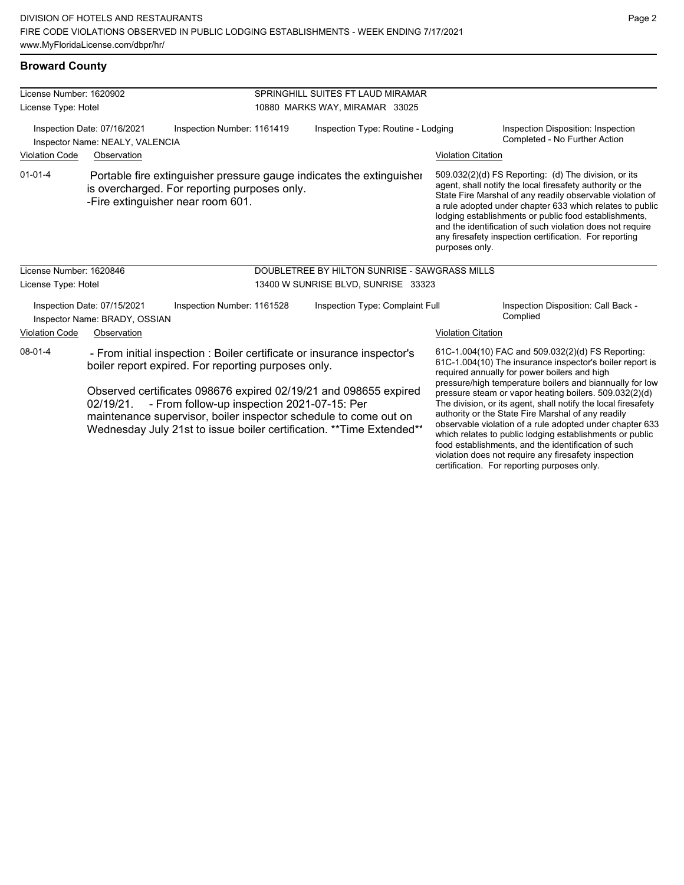## Broward County

**License Number:** 1620902 — SPRINGHILL SUITES FT LAUD MIRAMAR
**License Type:** Hotel — 10880 MARKS WAY, MIRAMAR 33025

Inspection Date: 07/16/2021 | Inspection Number: 1161419 | Inspection Type: Routine - Lodging | Inspection Disposition: Inspection Completed - No Further Action
Inspector Name: NEALY, VALENCIA

| Violation Code | Observation | Violation Citation |
| --- | --- | --- |
| 01-01-4 | Portable fire extinguisher pressure gauge indicates the extinguisher is overcharged. For reporting purposes only. -Fire extinguisher near room 601. | 509.032(2)(d) FS Reporting: (d) The division, or its agent, shall notify the local firesafety authority or the State Fire Marshal of any readily observable violation of a rule adopted under chapter 633 which relates to public lodging establishments or public food establishments, and the identification of such violation does not require any firesafety inspection certification. For reporting purposes only. |

**License Number:** 1620846 — DOUBLETREE BY HILTON SUNRISE - SAWGRASS MILLS
**License Type:** Hotel — 13400 W SUNRISE BLVD, SUNRISE 33323

Inspection Date: 07/15/2021 | Inspection Number: 1161528 | Inspection Type: Complaint Full | Inspection Disposition: Call Back - Complied
Inspector Name: BRADY, OSSIAN

| Violation Code | Observation | Violation Citation |
| --- | --- | --- |
| 08-01-4 | - From initial inspection : Boiler certificate or insurance inspector's boiler report expired. For reporting purposes only. Observed certificates 098676 expired 02/19/21 and 098655 expired 02/19/21. - From follow-up inspection 2021-07-15: Per maintenance supervisor, boiler inspector schedule to come out on Wednesday July 21st to issue boiler certification. **Time Extended** | 61C-1.004(10) FAC and 509.032(2)(d) FS Reporting: 61C-1.004(10) The insurance inspector's boiler report is required annually for power boilers and high pressure/high temperature boilers and biannually for low pressure steam or vapor heating boilers. 509.032(2)(d) The division, or its agent, shall notify the local firesafety authority or the State Fire Marshal of any readily observable violation of a rule adopted under chapter 633 which relates to public lodging establishments or public food establishments, and the identification of such violation does not require any firesafety inspection certification. For reporting purposes only. |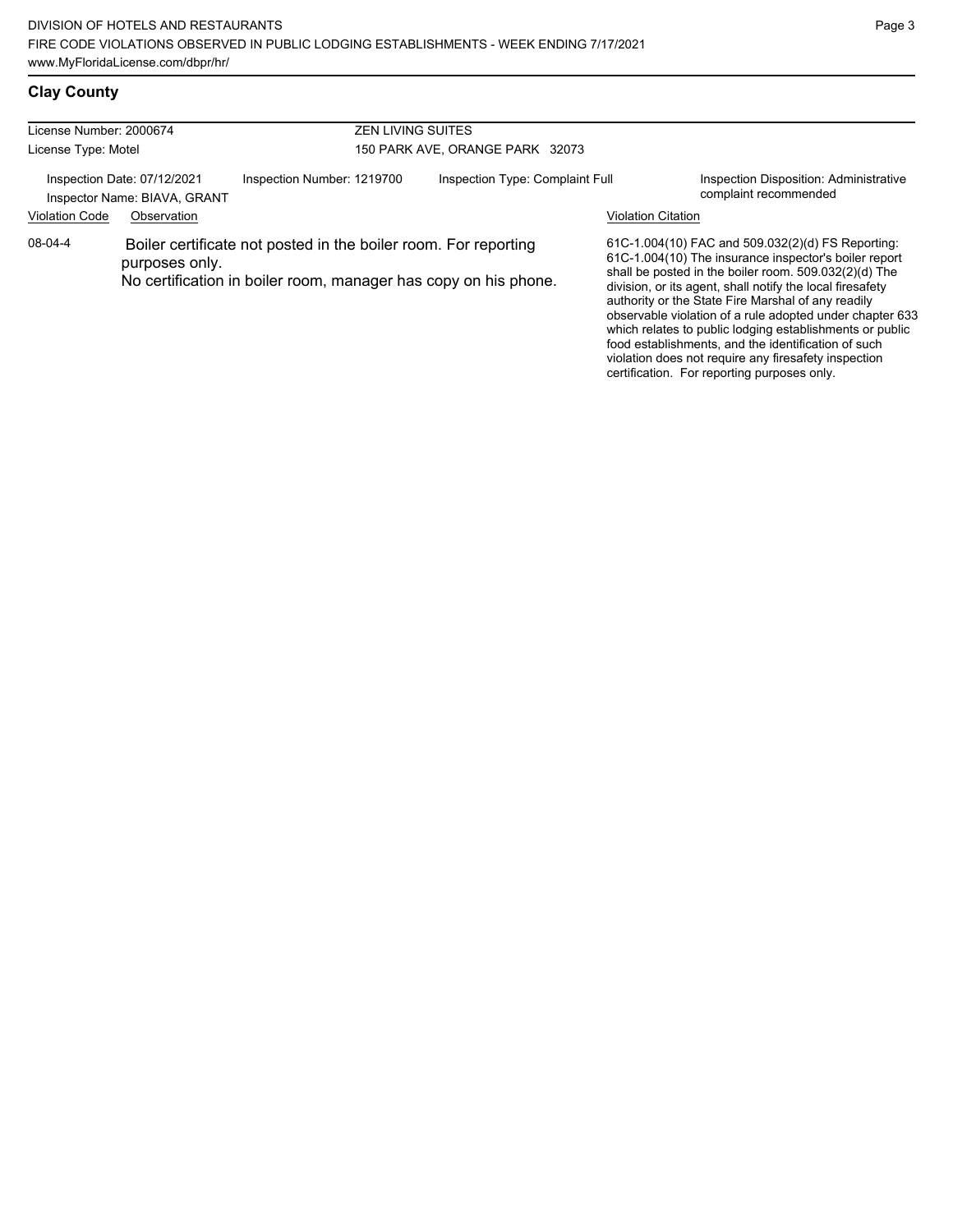## Clay County

| License Number: 2000674 | ZEN LIVING SUITES |
|---|---|
| License Type: Motel | 150 PARK AVE, ORANGE PARK 32073 |

| Inspection Date: 07/12/2021 | Inspection Number: 1219700 | Inspection Type: Complaint Full | Inspection Disposition: Administrative complaint recommended |
|---|---|---|---|
| Inspector Name: BIAVA, GRANT | | | |

| Violation Code | Observation | Violation Citation |
|---|---|---|
| 08-04-4 | Boiler certificate not posted in the boiler room. For reporting purposes only.<br>No certification in boiler room, manager has copy on his phone. | 61C-1.004(10) FAC and 509.032(2)(d) FS Reporting: 61C-1.004(10) The insurance inspector's boiler report shall be posted in the boiler room. 509.032(2)(d) The division, or its agent, shall notify the local firesafety authority or the State Fire Marshal of any readily observable violation of a rule adopted under chapter 633 which relates to public lodging establishments or public food establishments, and the identification of such violation does not require any firesafety inspection certification. For reporting purposes only. |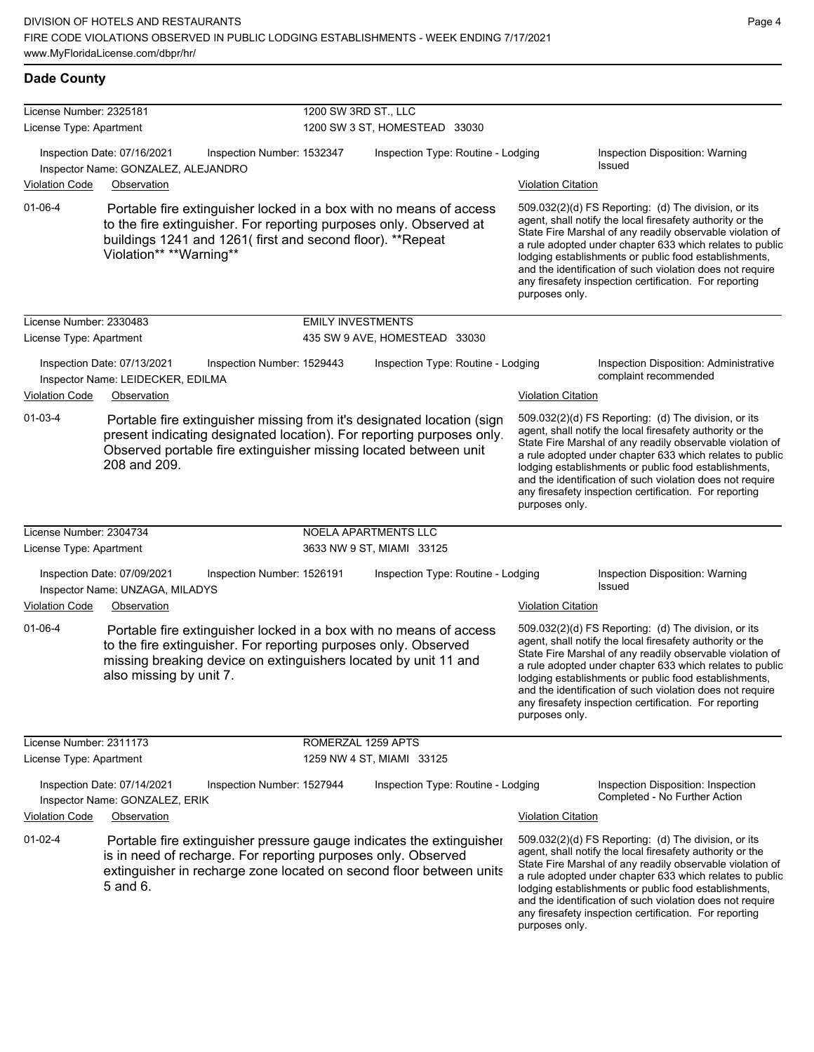## Dade County

**License Number:** 2325181 — **1200 SW 3RD ST., LLC**
**License Type:** Apartment — 1200 SW 3 ST, HOMESTEAD 33030

Inspection Date: 07/16/2021 | Inspection Number: 1532347 | Inspection Type: Routine - Lodging | Inspection Disposition: Warning Issued
Inspector Name: GONZALEZ, ALEJANDRO

| Violation Code | Observation | Violation Citation |
|---|---|---|
| 01-06-4 | Portable fire extinguisher locked in a box with no means of access to the fire extinguisher. For reporting purposes only. Observed at buildings 1241 and 1261( first and second floor). **Repeat Violation** **Warning** | 509.032(2)(d) FS Reporting: (d) The division, or its agent, shall notify the local firesafety authority or the State Fire Marshal of any readily observable violation of a rule adopted under chapter 633 which relates to public lodging establishments or public food establishments, and the identification of such violation does not require any firesafety inspection certification. For reporting purposes only. |

**License Number:** 2330483 — **EMILY INVESTMENTS**
**License Type:** Apartment — 435 SW 9 AVE, HOMESTEAD 33030

Inspection Date: 07/13/2021 | Inspection Number: 1529443 | Inspection Type: Routine - Lodging | Inspection Disposition: Administrative complaint recommended
Inspector Name: LEIDECKER, EDILMA

| Violation Code | Observation | Violation Citation |
|---|---|---|
| 01-03-4 | Portable fire extinguisher missing from it's designated location (sign present indicating designated location). For reporting purposes only. Observed portable fire extinguisher missing located between unit 208 and 209. | 509.032(2)(d) FS Reporting: (d) The division, or its agent, shall notify the local firesafety authority or the State Fire Marshal of any readily observable violation of a rule adopted under chapter 633 which relates to public lodging establishments or public food establishments, and the identification of such violation does not require any firesafety inspection certification. For reporting purposes only. |

**License Number:** 2304734 — **NOELA APARTMENTS LLC**
**License Type:** Apartment — 3633 NW 9 ST, MIAMI 33125

Inspection Date: 07/09/2021 | Inspection Number: 1526191 | Inspection Type: Routine - Lodging | Inspection Disposition: Warning Issued
Inspector Name: UNZAGA, MILADYS

| Violation Code | Observation | Violation Citation |
|---|---|---|
| 01-06-4 | Portable fire extinguisher locked in a box with no means of access to the fire extinguisher. For reporting purposes only. Observed missing breaking device on extinguishers located by unit 11 and also missing by unit 7. | 509.032(2)(d) FS Reporting: (d) The division, or its agent, shall notify the local firesafety authority or the State Fire Marshal of any readily observable violation of a rule adopted under chapter 633 which relates to public lodging establishments or public food establishments, and the identification of such violation does not require any firesafety inspection certification. For reporting purposes only. |

**License Number:** 2311173 — **ROMERZAL 1259 APTS**
**License Type:** Apartment — 1259 NW 4 ST, MIAMI 33125

Inspection Date: 07/14/2021 | Inspection Number: 1527944 | Inspection Type: Routine - Lodging | Inspection Disposition: Inspection Completed - No Further Action
Inspector Name: GONZALEZ, ERIK

| Violation Code | Observation | Violation Citation |
|---|---|---|
| 01-02-4 | Portable fire extinguisher pressure gauge indicates the extinguisher is in need of recharge. For reporting purposes only. Observed extinguisher in recharge zone located on second floor between units 5 and 6. | 509.032(2)(d) FS Reporting: (d) The division, or its agent, shall notify the local firesafety authority or the State Fire Marshal of any readily observable violation of a rule adopted under chapter 633 which relates to public lodging establishments or public food establishments, and the identification of such violation does not require any firesafety inspection certification. For reporting purposes only. |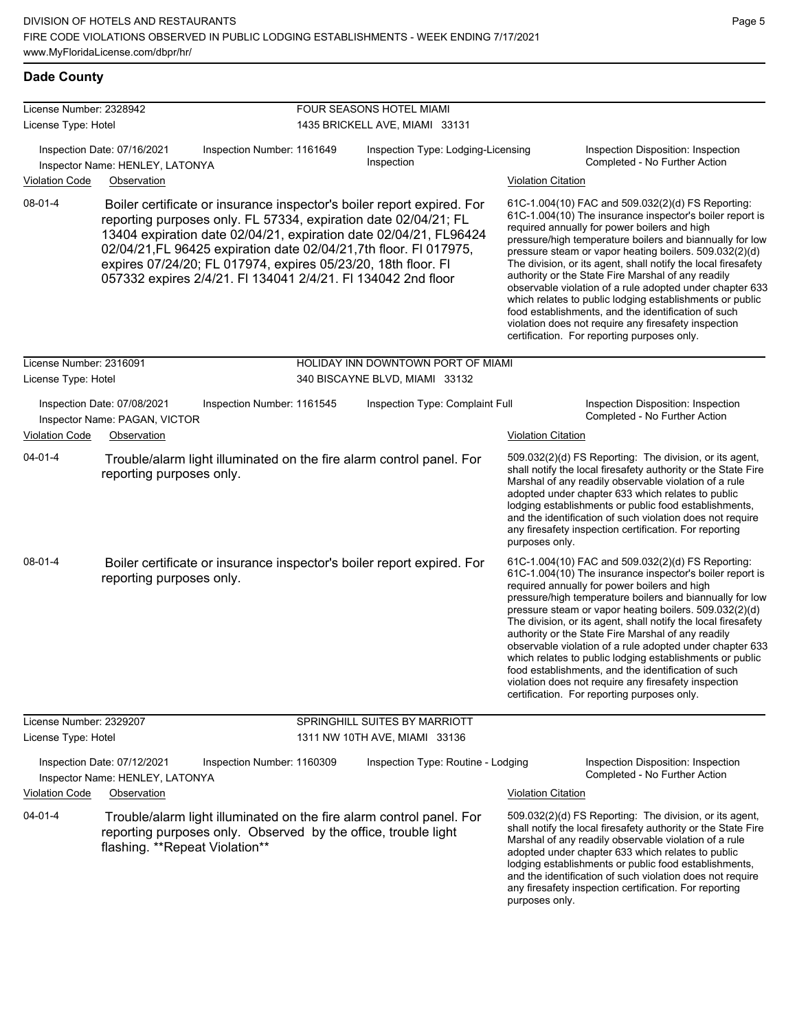## Dade County

**License Number:** 2328942
**License Type:** Hotel

**FOUR SEASONS HOTEL MIAMI**
1435 BRICKELL AVE, MIAMI 33131

Inspection Date: 07/16/2021 | Inspection Number: 1161649 | Inspection Type: Lodging-Licensing Inspection | Inspection Disposition: Inspection Completed - No Further Action

Inspector Name: HENLEY, LATONYA

| Violation Code | Observation | Violation Citation |
|---|---|---|
| 08-01-4 | Boiler certificate or insurance inspector's boiler report expired. For reporting purposes only. FL 57334, expiration date 02/04/21; FL 13404 expiration date 02/04/21, expiration date 02/04/21, FL96424 02/04/21,FL 96425 expiration date 02/04/21,7th floor. Fl 017975, expires 07/24/20; FL 017974, expires 05/23/20, 18th floor. Fl 057332 expires 2/4/21. Fl 134041 2/4/21. Fl 134042 2nd floor | 61C-1.004(10) FAC and 509.032(2)(d) FS Reporting: 61C-1.004(10) The insurance inspector's boiler report is required annually for power boilers and high pressure/high temperature boilers and biannually for low pressure steam or vapor heating boilers. 509.032(2)(d) The division, or its agent, shall notify the local firesafety authority or the State Fire Marshal of any readily observable violation of a rule adopted under chapter 633 which relates to public lodging establishments or public food establishments, and the identification of such violation does not require any firesafety inspection certification. For reporting purposes only. |

**License Number:** 2316091
**License Type:** Hotel

**HOLIDAY INN DOWNTOWN PORT OF MIAMI**
340 BISCAYNE BLVD, MIAMI 33132

Inspection Date: 07/08/2021 | Inspection Number: 1161545 | Inspection Type: Complaint Full | Inspection Disposition: Inspection Completed - No Further Action

Inspector Name: PAGAN, VICTOR

| Violation Code | Observation | Violation Citation |
|---|---|---|
| 04-01-4 | Trouble/alarm light illuminated on the fire alarm control panel. For reporting purposes only. | 509.032(2)(d) FS Reporting: The division, or its agent, shall notify the local firesafety authority or the State Fire Marshal of any readily observable violation of a rule adopted under chapter 633 which relates to public lodging establishments or public food establishments, and the identification of such violation does not require any firesafety inspection certification. For reporting purposes only. |
| 08-01-4 | Boiler certificate or insurance inspector's boiler report expired. For reporting purposes only. | 61C-1.004(10) FAC and 509.032(2)(d) FS Reporting: 61C-1.004(10) The insurance inspector's boiler report is required annually for power boilers and high pressure/high temperature boilers and biannually for low pressure steam or vapor heating boilers. 509.032(2)(d) The division, or its agent, shall notify the local firesafety authority or the State Fire Marshal of any readily observable violation of a rule adopted under chapter 633 which relates to public lodging establishments or public food establishments, and the identification of such violation does not require any firesafety inspection certification. For reporting purposes only. |

**License Number:** 2329207
**License Type:** Hotel

**SPRINGHILL SUITES BY MARRIOTT**
1311 NW 10TH AVE, MIAMI 33136

Inspection Date: 07/12/2021 | Inspection Number: 1160309 | Inspection Type: Routine - Lodging | Inspection Disposition: Inspection Completed - No Further Action

Inspector Name: HENLEY, LATONYA

| Violation Code | Observation | Violation Citation |
|---|---|---|
| 04-01-4 | Trouble/alarm light illuminated on the fire alarm control panel. For reporting purposes only. Observed by the office, trouble light flashing. **Repeat Violation** | 509.032(2)(d) FS Reporting: The division, or its agent, shall notify the local firesafety authority or the State Fire Marshal of any readily observable violation of a rule adopted under chapter 633 which relates to public lodging establishments or public food establishments, and the identification of such violation does not require any firesafety inspection certification. For reporting purposes only. |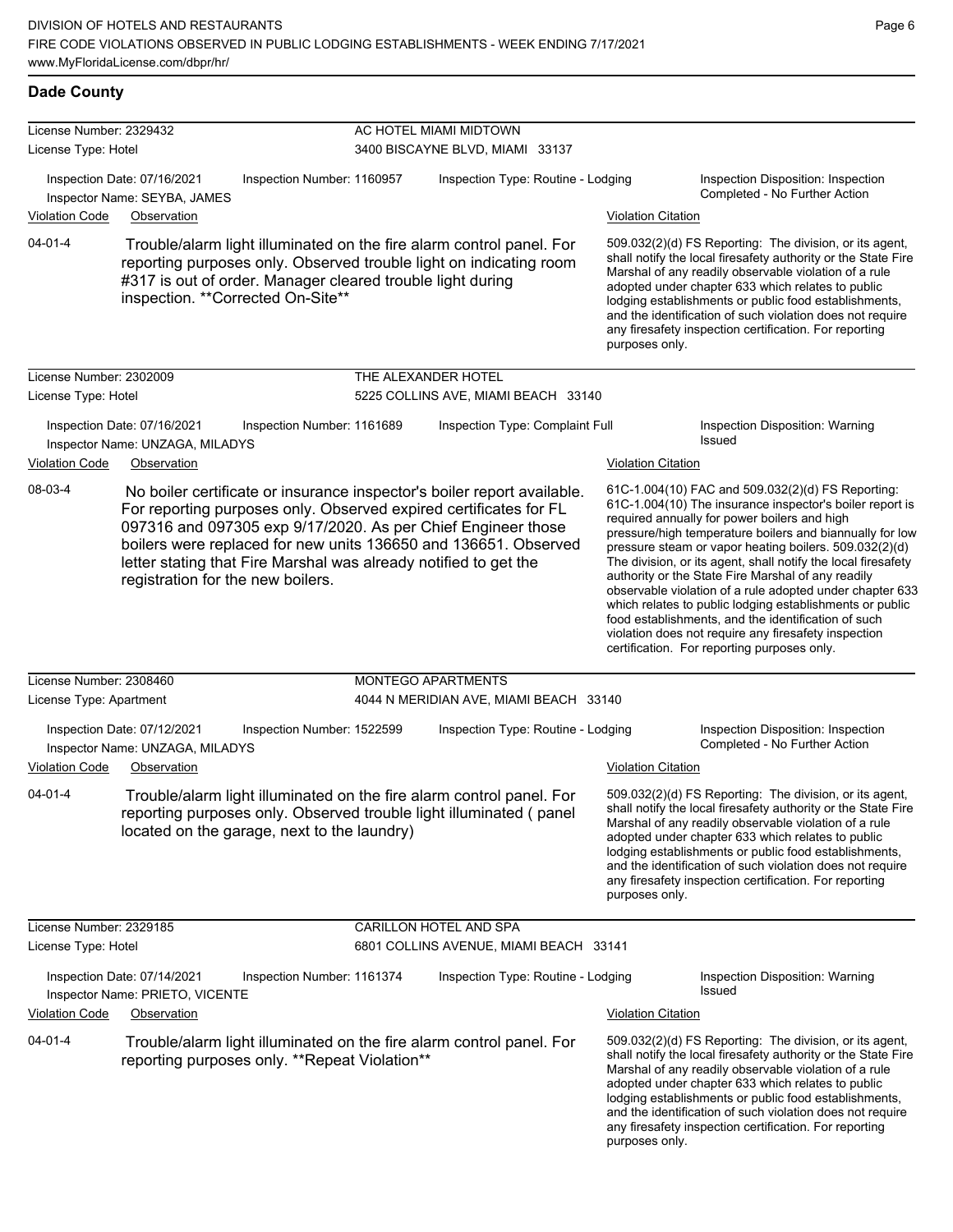## Dade County

**License Number:** 2329432 — **AC HOTEL MIAMI MIDTOWN**
**License Type:** Hotel — 3400 BISCAYNE BLVD, MIAMI 33137

Inspection Date: 07/16/2021 | Inspection Number: 1160957 | Inspection Type: Routine - Lodging | Inspection Disposition: Inspection Completed - No Further Action
Inspector Name: SEYBA, JAMES

| Violation Code | Observation | Violation Citation |
|---|---|---|
| 04-01-4 | Trouble/alarm light illuminated on the fire alarm control panel. For reporting purposes only. Observed trouble light on indicating room #317 is out of order. Manager cleared trouble light during inspection. **Corrected On-Site** | 509.032(2)(d) FS Reporting: The division, or its agent, shall notify the local firesafety authority or the State Fire Marshal of any readily observable violation of a rule adopted under chapter 633 which relates to public lodging establishments or public food establishments, and the identification of such violation does not require any firesafety inspection certification. For reporting purposes only. |

---

**License Number:** 2302009 — **THE ALEXANDER HOTEL**
**License Type:** Hotel — 5225 COLLINS AVE, MIAMI BEACH 33140

Inspection Date: 07/16/2021 | Inspection Number: 1161689 | Inspection Type: Complaint Full | Inspection Disposition: Warning Issued
Inspector Name: UNZAGA, MILADYS

| Violation Code | Observation | Violation Citation |
|---|---|---|
| 08-03-4 | No boiler certificate or insurance inspector's boiler report available. For reporting purposes only. Observed expired certificates for FL 097316 and 097305 exp 9/17/2020. As per Chief Engineer those boilers were replaced for new units 136650 and 136651. Observed letter stating that Fire Marshal was already notified to get the registration for the new boilers. | 61C-1.004(10) FAC and 509.032(2)(d) FS Reporting: 61C-1.004(10) The insurance inspector's boiler report is required annually for power boilers and high pressure/high temperature boilers and biannually for low pressure steam or vapor heating boilers. 509.032(2)(d) The division, or its agent, shall notify the local firesafety authority or the State Fire Marshal of any readily observable violation of a rule adopted under chapter 633 which relates to public lodging establishments or public food establishments, and the identification of such violation does not require any firesafety inspection certification. For reporting purposes only. |

---

**License Number:** 2308460 — **MONTEGO APARTMENTS**
**License Type:** Apartment — 4044 N MERIDIAN AVE, MIAMI BEACH 33140

Inspection Date: 07/12/2021 | Inspection Number: 1522599 | Inspection Type: Routine - Lodging | Inspection Disposition: Inspection Completed - No Further Action
Inspector Name: UNZAGA, MILADYS

| Violation Code | Observation | Violation Citation |
|---|---|---|
| 04-01-4 | Trouble/alarm light illuminated on the fire alarm control panel. For reporting purposes only. Observed trouble light illuminated ( panel located on the garage, next to the laundry) | 509.032(2)(d) FS Reporting: The division, or its agent, shall notify the local firesafety authority or the State Fire Marshal of any readily observable violation of a rule adopted under chapter 633 which relates to public lodging establishments or public food establishments, and the identification of such violation does not require any firesafety inspection certification. For reporting purposes only. |

---

**License Number:** 2329185 — **CARILLON HOTEL AND SPA**
**License Type:** Hotel — 6801 COLLINS AVENUE, MIAMI BEACH 33141

Inspection Date: 07/14/2021 | Inspection Number: 1161374 | Inspection Type: Routine - Lodging | Inspection Disposition: Warning Issued
Inspector Name: PRIETO, VICENTE

| Violation Code | Observation | Violation Citation |
|---|---|---|
| 04-01-4 | Trouble/alarm light illuminated on the fire alarm control panel. For reporting purposes only. **Repeat Violation** | 509.032(2)(d) FS Reporting: The division, or its agent, shall notify the local firesafety authority or the State Fire Marshal of any readily observable violation of a rule adopted under chapter 633 which relates to public lodging establishments or public food establishments, and the identification of such violation does not require any firesafety inspection certification. For reporting purposes only. |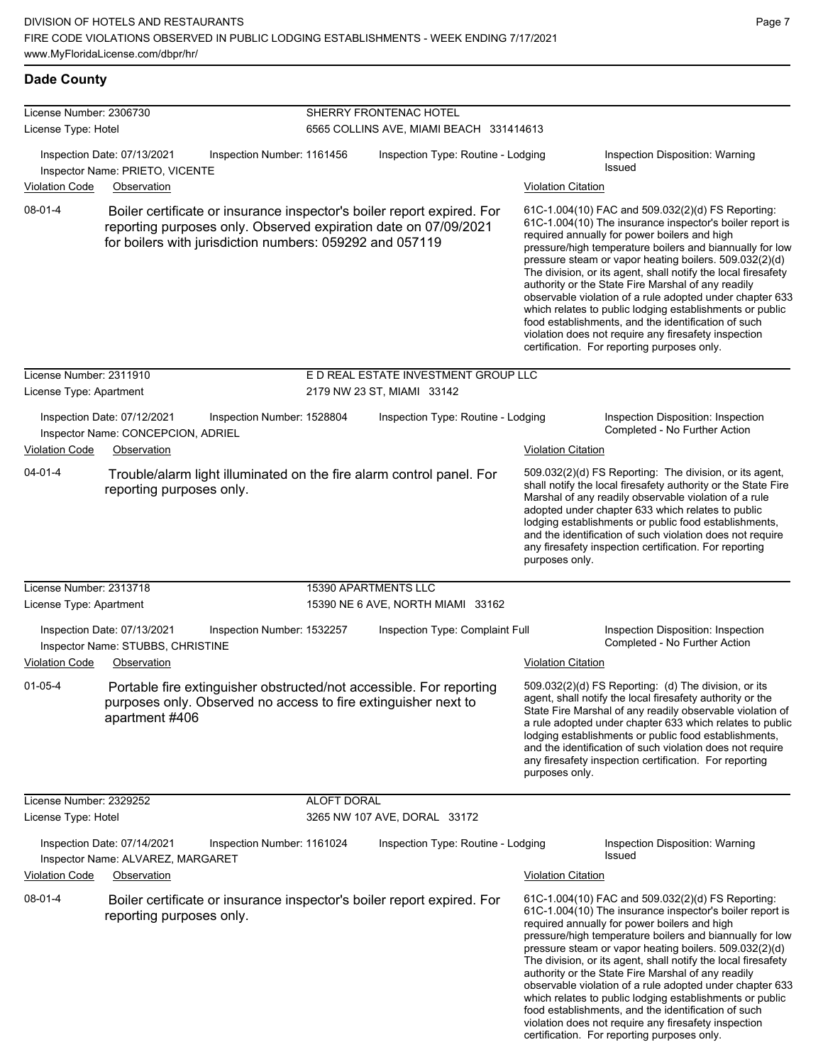## Dade County

**License Number:** 2306730 — **SHERRY FRONTENAC HOTEL**
**License Type:** Hotel — 6565 COLLINS AVE, MIAMI BEACH 331414613

Inspection Date: 07/13/2021 | Inspection Number: 1161456 | Inspection Type: Routine - Lodging | Inspection Disposition: Warning Issued
Inspector Name: PRIETO, VICENTE

| Violation Code | Observation | Violation Citation |
|---|---|---|
| 08-01-4 | Boiler certificate or insurance inspector's boiler report expired. For reporting purposes only. Observed expiration date on 07/09/2021 for boilers with jurisdiction numbers: 059292 and 057119 | 61C-1.004(10) FAC and 509.032(2)(d) FS Reporting: 61C-1.004(10) The insurance inspector's boiler report is required annually for power boilers and high pressure/high temperature boilers and biannually for low pressure steam or vapor heating boilers. 509.032(2)(d) The division, or its agent, shall notify the local firesafety authority or the State Fire Marshal of any readily observable violation of a rule adopted under chapter 633 which relates to public lodging establishments or public food establishments, and the identification of such violation does not require any firesafety inspection certification. For reporting purposes only. |

---

**License Number:** 2311910 — **E D REAL ESTATE INVESTMENT GROUP LLC**
**License Type:** Apartment — 2179 NW 23 ST, MIAMI 33142

Inspection Date: 07/12/2021 | Inspection Number: 1528804 | Inspection Type: Routine - Lodging | Inspection Disposition: Inspection Completed - No Further Action
Inspector Name: CONCEPCION, ADRIEL

| Violation Code | Observation | Violation Citation |
|---|---|---|
| 04-01-4 | Trouble/alarm light illuminated on the fire alarm control panel. For reporting purposes only. | 509.032(2)(d) FS Reporting: The division, or its agent, shall notify the local firesafety authority or the State Fire Marshal of any readily observable violation of a rule adopted under chapter 633 which relates to public lodging establishments or public food establishments, and the identification of such violation does not require any firesafety inspection certification. For reporting purposes only. |

---

**License Number:** 2313718 — **15390 APARTMENTS LLC**
**License Type:** Apartment — 15390 NE 6 AVE, NORTH MIAMI 33162

Inspection Date: 07/13/2021 | Inspection Number: 1532257 | Inspection Type: Complaint Full | Inspection Disposition: Inspection Completed - No Further Action
Inspector Name: STUBBS, CHRISTINE

| Violation Code | Observation | Violation Citation |
|---|---|---|
| 01-05-4 | Portable fire extinguisher obstructed/not accessible. For reporting purposes only. Observed no access to fire extinguisher next to apartment #406 | 509.032(2)(d) FS Reporting: (d) The division, or its agent, shall notify the local firesafety authority or the State Fire Marshal of any readily observable violation of a rule adopted under chapter 633 which relates to public lodging establishments or public food establishments, and the identification of such violation does not require any firesafety inspection certification. For reporting purposes only. |

---

**License Number:** 2329252 — **ALOFT DORAL**
**License Type:** Hotel — 3265 NW 107 AVE, DORAL 33172

Inspection Date: 07/14/2021 | Inspection Number: 1161024 | Inspection Type: Routine - Lodging | Inspection Disposition: Warning Issued
Inspector Name: ALVAREZ, MARGARET

| Violation Code | Observation | Violation Citation |
|---|---|---|
| 08-01-4 | Boiler certificate or insurance inspector's boiler report expired. For reporting purposes only. | 61C-1.004(10) FAC and 509.032(2)(d) FS Reporting: 61C-1.004(10) The insurance inspector's boiler report is required annually for power boilers and high pressure/high temperature boilers and biannually for low pressure steam or vapor heating boilers. 509.032(2)(d) The division, or its agent, shall notify the local firesafety authority or the State Fire Marshal of any readily observable violation of a rule adopted under chapter 633 which relates to public lodging establishments or public food establishments, and the identification of such violation does not require any firesafety inspection certification. For reporting purposes only. |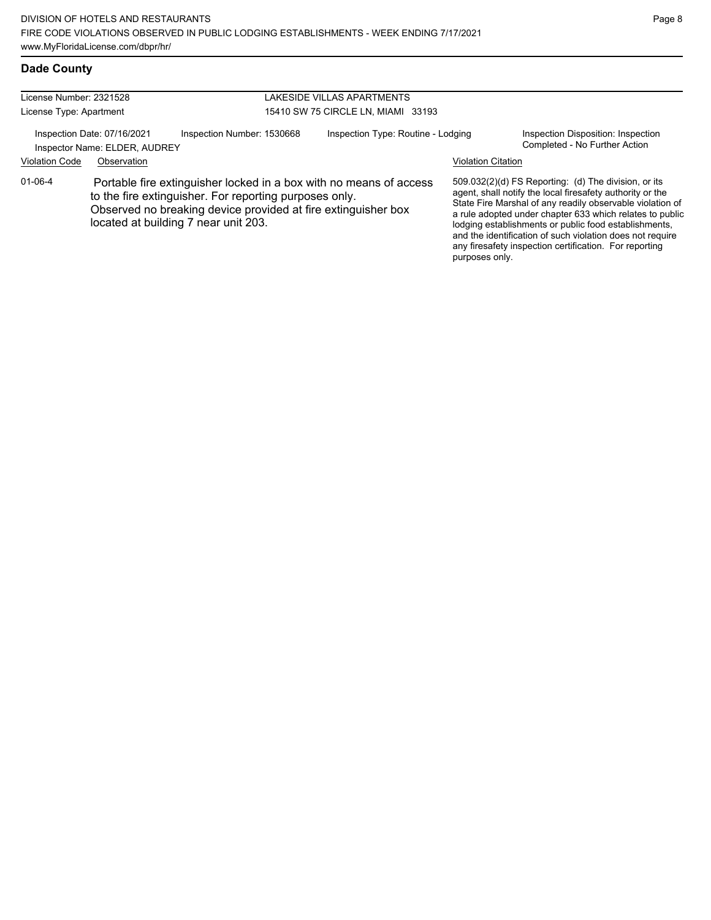## Dade County

License Number: 2321528

License Type: Apartment

LAKESIDE VILLAS APARTMENTS

15410 SW 75 CIRCLE LN, MIAMI 33193

Inspection Date: 07/16/2021

Inspector Name: ELDER, AUDREY

Inspection Number: 1530668

Inspection Type: Routine - Lodging

Inspection Disposition: Inspection Completed - No Further Action

| Violation Code | Observation | Violation Citation |
|---|---|---|
| 01-06-4 | Portable fire extinguisher locked in a box with no means of access to the fire extinguisher. For reporting purposes only. Observed no breaking device provided at fire extinguisher box located at building 7 near unit 203. | 509.032(2)(d) FS Reporting: (d) The division, or its agent, shall notify the local firesafety authority or the State Fire Marshal of any readily observable violation of a rule adopted under chapter 633 which relates to public lodging establishments or public food establishments, and the identification of such violation does not require any firesafety inspection certification. For reporting purposes only. |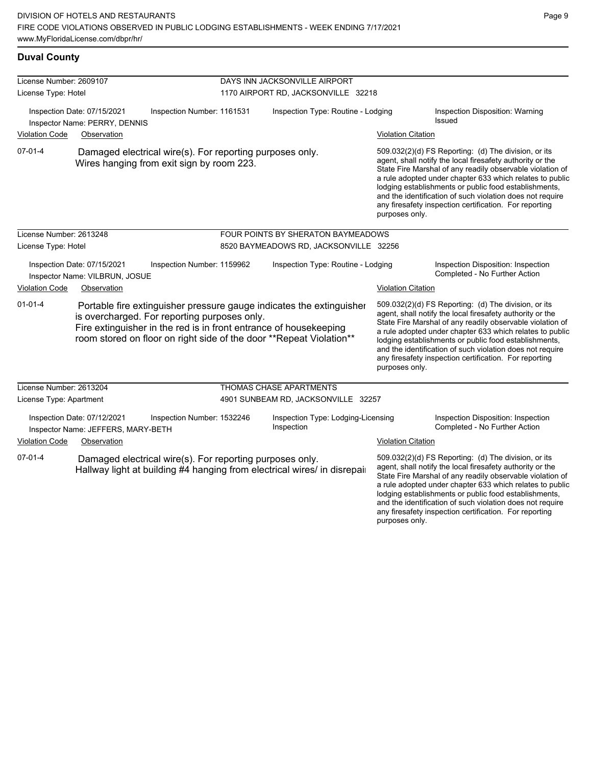## Duval County

**License Number:** 2609107
**License Type:** Hotel

**DAYS INN JACKSONVILLE AIRPORT**
1170 AIRPORT RD, JACKSONVILLE 32218

Inspection Date: 07/15/2021
Inspector Name: PERRY, DENNIS
Inspection Number: 1161531
Inspection Type: Routine - Lodging
Inspection Disposition: Warning Issued

| Violation Code | Observation | Violation Citation |
|---|---|---|
| 07-01-4 | Damaged electrical wire(s). For reporting purposes only. Wires hanging from exit sign by room 223. | 509.032(2)(d) FS Reporting: (d) The division, or its agent, shall notify the local firesafety authority or the State Fire Marshal of any readily observable violation of a rule adopted under chapter 633 which relates to public lodging establishments or public food establishments, and the identification of such violation does not require any firesafety inspection certification. For reporting purposes only. |

---

**License Number:** 2613248
**License Type:** Hotel

**FOUR POINTS BY SHERATON BAYMEADOWS**
8520 BAYMEADOWS RD, JACKSONVILLE 32256

Inspection Date: 07/15/2021
Inspector Name: VILBRUN, JOSUE
Inspection Number: 1159962
Inspection Type: Routine - Lodging
Inspection Disposition: Inspection Completed - No Further Action

| Violation Code | Observation | Violation Citation |
|---|---|---|
| 01-01-4 | Portable fire extinguisher pressure gauge indicates the extinguisher is overcharged. For reporting purposes only. Fire extinguisher in the red is in front entrance of housekeeping room stored on floor on right side of the door **Repeat Violation** | 509.032(2)(d) FS Reporting: (d) The division, or its agent, shall notify the local firesafety authority or the State Fire Marshal of any readily observable violation of a rule adopted under chapter 633 which relates to public lodging establishments or public food establishments, and the identification of such violation does not require any firesafety inspection certification. For reporting purposes only. |

---

**License Number:** 2613204
**License Type:** Apartment

**THOMAS CHASE APARTMENTS**
4901 SUNBEAM RD, JACKSONVILLE 32257

Inspection Date: 07/12/2021
Inspector Name: JEFFERS, MARY-BETH
Inspection Number: 1532246
Inspection Type: Lodging-Licensing Inspection
Inspection Disposition: Inspection Completed - No Further Action

| Violation Code | Observation | Violation Citation |
|---|---|---|
| 07-01-4 | Damaged electrical wire(s). For reporting purposes only. Hallway light at building #4 hanging from electrical wires/ in disrepair | 509.032(2)(d) FS Reporting: (d) The division, or its agent, shall notify the local firesafety authority or the State Fire Marshal of any readily observable violation of a rule adopted under chapter 633 which relates to public lodging establishments or public food establishments, and the identification of such violation does not require any firesafety inspection certification. For reporting purposes only. |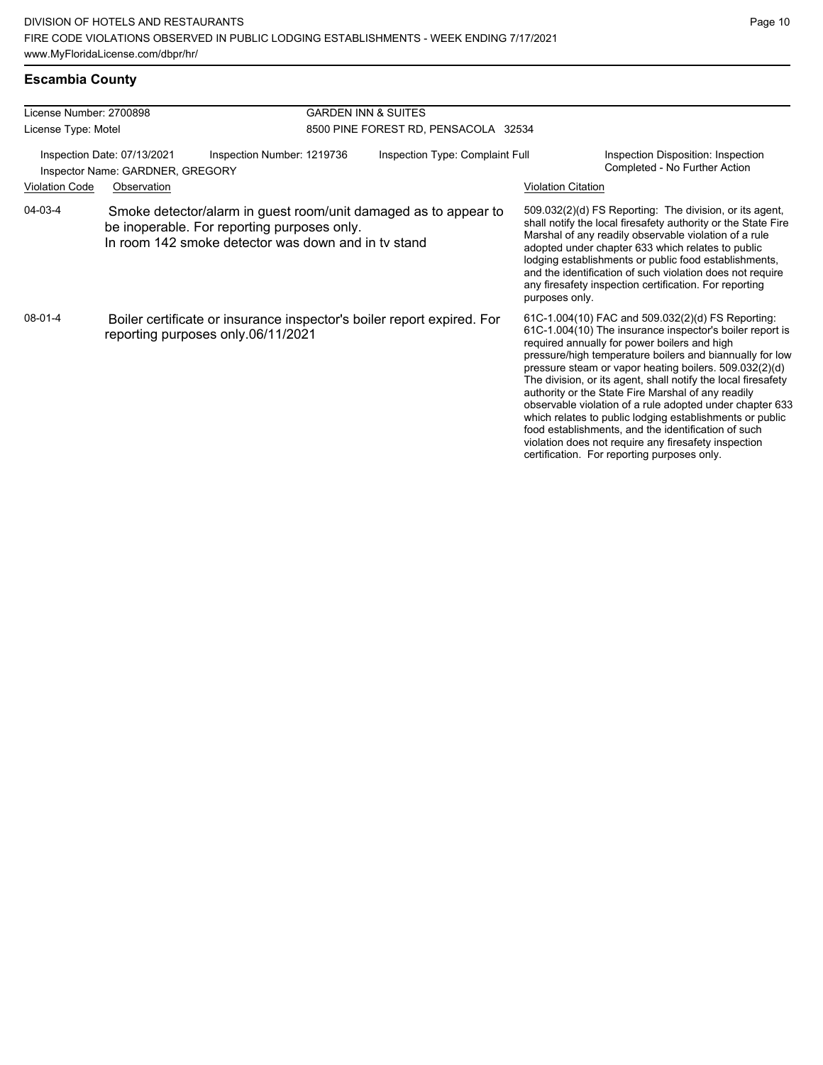## Escambia County

| License Number: 2700898 | GARDEN INN & SUITES |
|---|---|
| License Type: Motel | 8500 PINE FOREST RD, PENSACOLA 32534 |

Inspection Date: 07/13/2021 | Inspection Number: 1219736 | Inspection Type: Complaint Full | Inspection Disposition: Inspection Completed - No Further Action

Inspector Name: GARDNER, GREGORY

| Violation Code | Observation | Violation Citation |
|---|---|---|
| 04-03-4 | Smoke detector/alarm in guest room/unit damaged as to appear to be inoperable. For reporting purposes only. In room 142 smoke detector was down and in tv stand | 509.032(2)(d) FS Reporting: The division, or its agent, shall notify the local firesafety authority or the State Fire Marshal of any readily observable violation of a rule adopted under chapter 633 which relates to public lodging establishments or public food establishments, and the identification of such violation does not require any firesafety inspection certification. For reporting purposes only. |
| 08-01-4 | Boiler certificate or insurance inspector's boiler report expired. For reporting purposes only.06/11/2021 | 61C-1.004(10) FAC and 509.032(2)(d) FS Reporting: 61C-1.004(10) The insurance inspector's boiler report is required annually for power boilers and high pressure/high temperature boilers and biannually for low pressure steam or vapor heating boilers. 509.032(2)(d) The division, or its agent, shall notify the local firesafety authority or the State Fire Marshal of any readily observable violation of a rule adopted under chapter 633 which relates to public lodging establishments or public food establishments, and the identification of such violation does not require any firesafety inspection certification. For reporting purposes only. |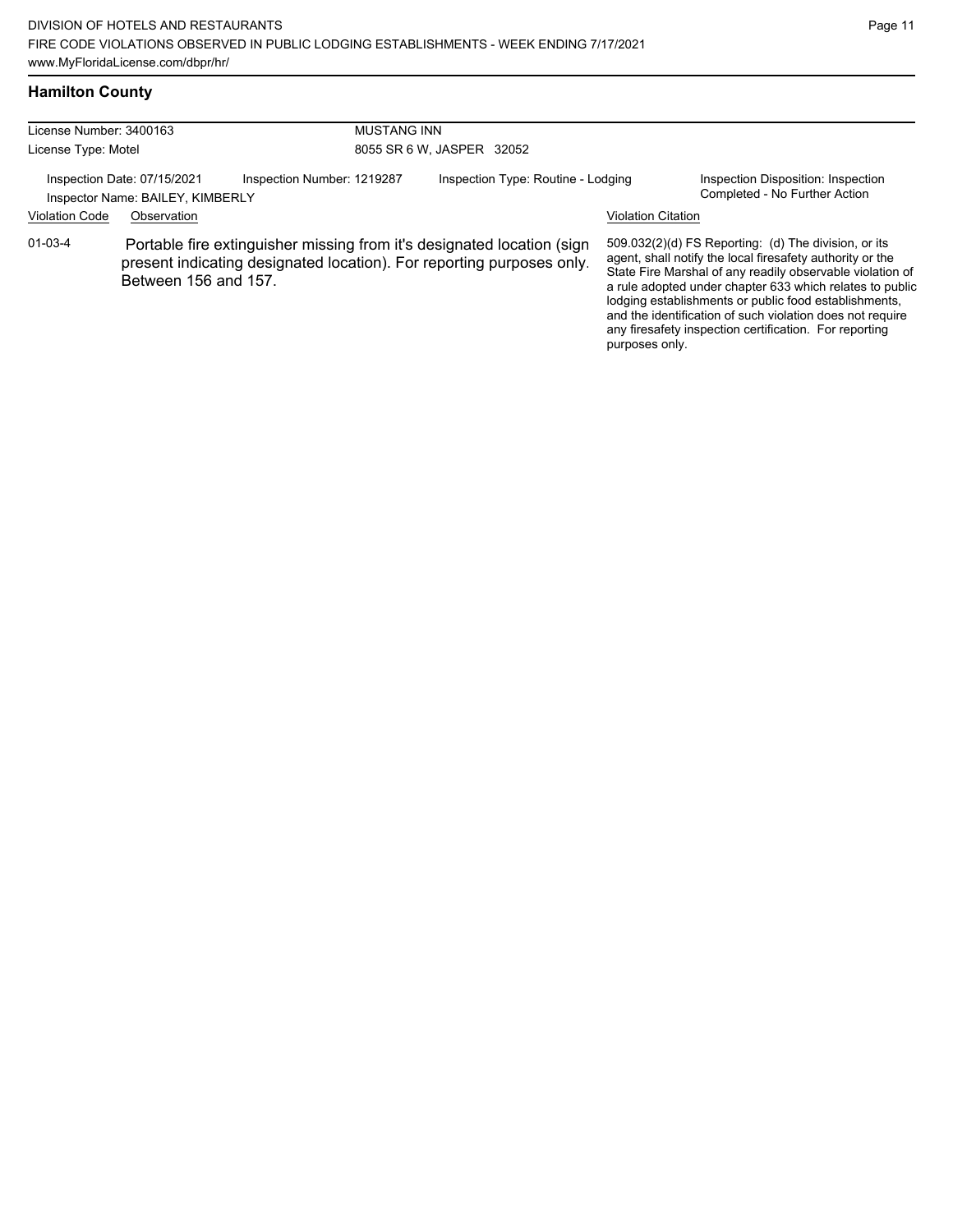## Hamilton County

| License Number: 3400163 | MUSTANG INN |
| --- | --- |
| License Type: Motel | 8055 SR 6 W, JASPER 32052 |

| Inspection Date: 07/15/2021 | Inspection Number: 1219287 | Inspection Type: Routine - Lodging | Inspection Disposition: Inspection Completed - No Further Action |
| --- | --- | --- | --- |
| Inspector Name: BAILEY, KIMBERLY | | | |

| Violation Code | Observation | Violation Citation |
| --- | --- | --- |
| 01-03-4 | Portable fire extinguisher missing from it's designated location (sign present indicating designated location). For reporting purposes only. Between 156 and 157. | 509.032(2)(d) FS Reporting: (d) The division, or its agent, shall notify the local firesafety authority or the State Fire Marshal of any readily observable violation of a rule adopted under chapter 633 which relates to public lodging establishments or public food establishments, and the identification of such violation does not require any firesafety inspection certification. For reporting purposes only. |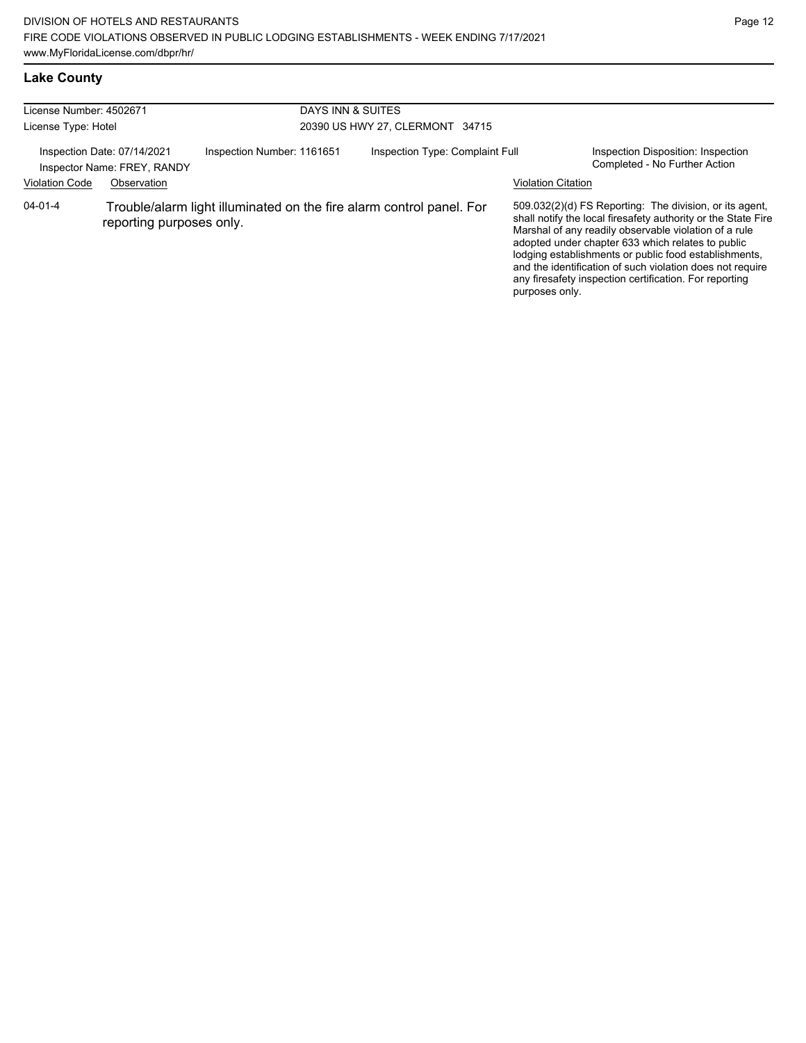## Lake County

License Number: 4502671
License Type: Hotel

DAYS INN & SUITES
20390 US HWY 27, CLERMONT 34715

Inspection Date: 07/14/2021
Inspector Name: FREY, RANDY

Inspection Number: 1161651

Inspection Type: Complaint Full

Inspection Disposition: Inspection Completed - No Further Action

| Violation Code | Observation | Violation Citation |
|---|---|---|
| 04-01-4 | Trouble/alarm light illuminated on the fire alarm control panel. For reporting purposes only. | 509.032(2)(d) FS Reporting: The division, or its agent, shall notify the local firesafety authority or the State Fire Marshal of any readily observable violation of a rule adopted under chapter 633 which relates to public lodging establishments or public food establishments, and the identification of such violation does not require any firesafety inspection certification. For reporting purposes only. |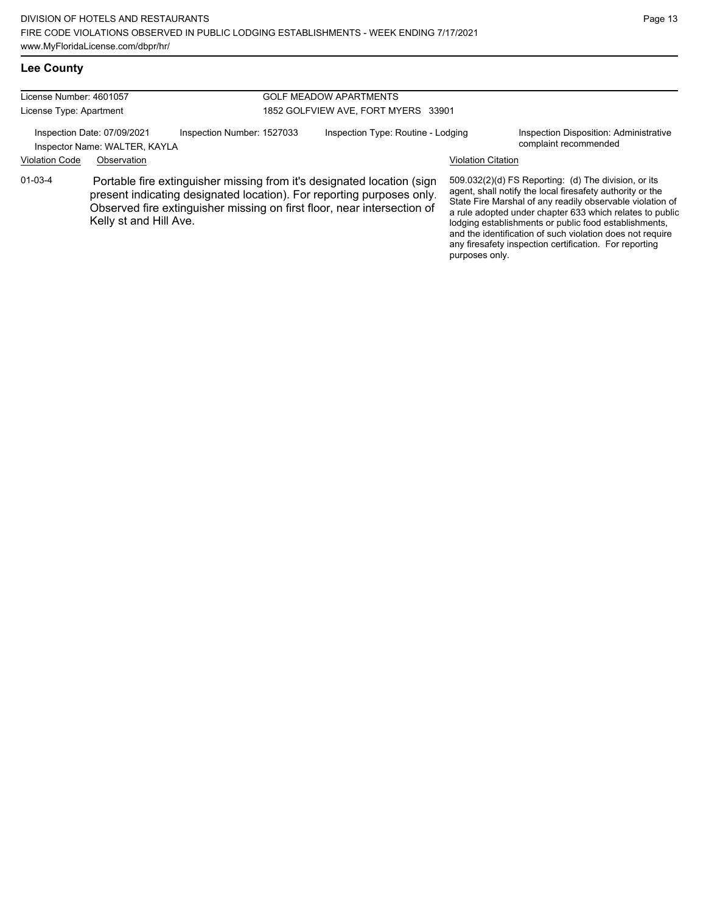## Lee County

| License Number: 4601057 | | GOLF MEADOW APARTMENTS | |
|---|---|---|---|
| License Type: Apartment | | 1852 GOLFVIEW AVE, FORT MYERS 33901 | |
| Inspection Date: 07/09/2021<br>Inspector Name: WALTER, KAYLA | Inspection Number: 1527033 | Inspection Type: Routine - Lodging | Inspection Disposition: Administrative complaint recommended |

| Violation Code | Observation | Violation Citation |
|---|---|---|
| 01-03-4 | Portable fire extinguisher missing from it's designated location (sign present indicating designated location). For reporting purposes only. Observed fire extinguisher missing on first floor, near intersection of Kelly st and Hill Ave. | 509.032(2)(d) FS Reporting: (d) The division, or its agent, shall notify the local firesafety authority or the State Fire Marshal of any readily observable violation of a rule adopted under chapter 633 which relates to public lodging establishments or public food establishments, and the identification of such violation does not require any firesafety inspection certification. For reporting purposes only. |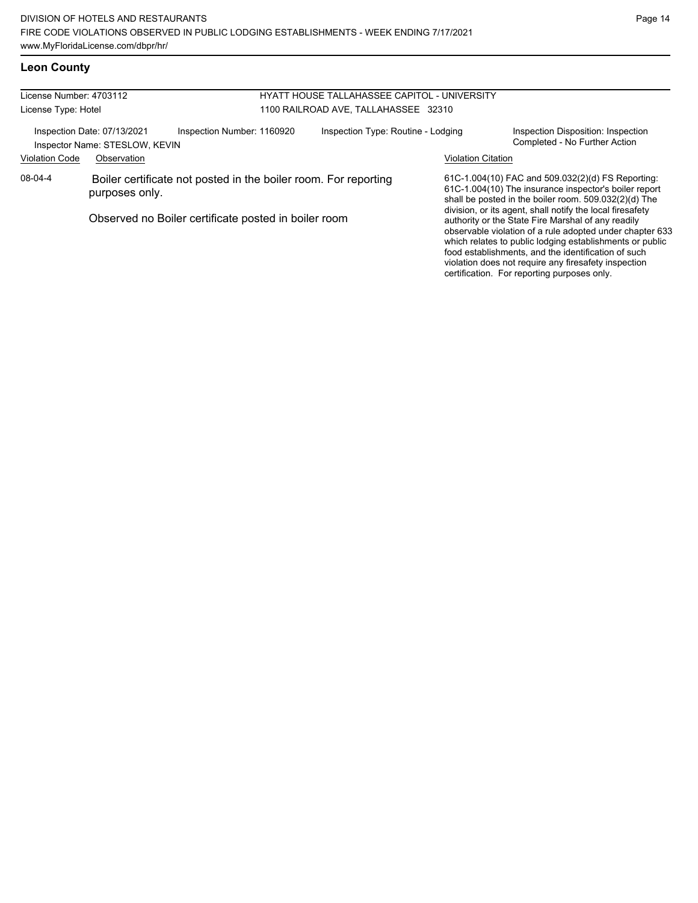## Leon County

License Number: 4703112
License Type: Hotel

HYATT HOUSE TALLAHASSEE CAPITOL - UNIVERSITY
1100 RAILROAD AVE, TALLAHASSEE 32310

Inspection Date: 07/13/2021
Inspector Name: STESLOW, KEVIN
Inspection Number: 1160920
Inspection Type: Routine - Lodging
Inspection Disposition: Inspection Completed - No Further Action

| Violation Code | Observation | Violation Citation |
| --- | --- | --- |
| 08-04-4 | Boiler certificate not posted in the boiler room. For reporting purposes only.<br><br>Observed no Boiler certificate posted in boiler room | 61C-1.004(10) FAC and 509.032(2)(d) FS Reporting: 61C-1.004(10) The insurance inspector's boiler report shall be posted in the boiler room. 509.032(2)(d) The division, or its agent, shall notify the local firesafety authority or the State Fire Marshal of any readily observable violation of a rule adopted under chapter 633 which relates to public lodging establishments or public food establishments, and the identification of such violation does not require any firesafety inspection certification. For reporting purposes only. |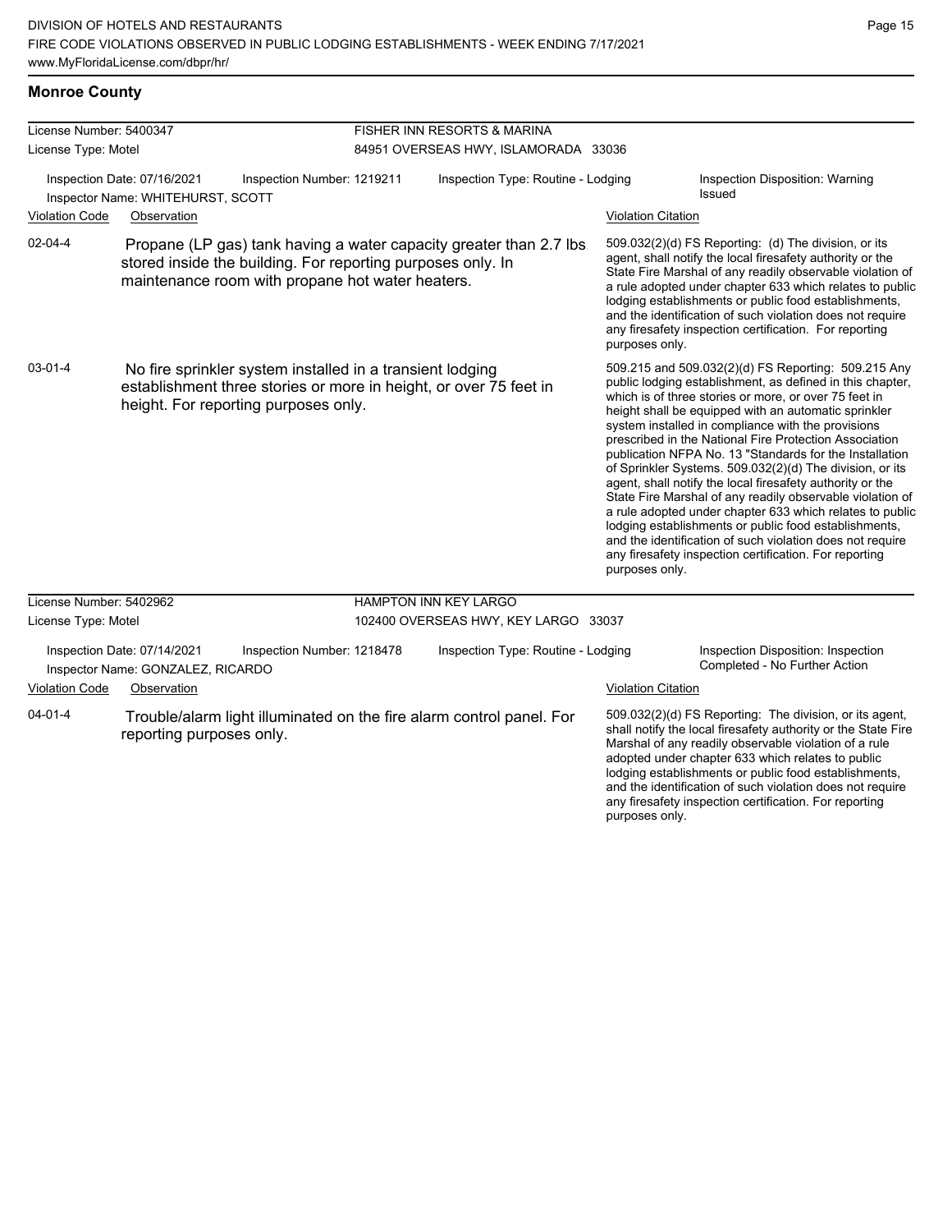## Monroe County

**License Number:** 5400347
**License Type:** Motel

**FISHER INN RESORTS & MARINA**
84951 OVERSEAS HWY, ISLAMORADA 33036

Inspection Date: 07/16/2021 | Inspection Number: 1219211 | Inspection Type: Routine - Lodging | Inspection Disposition: Warning Issued

Inspector Name: WHITEHURST, SCOTT

| Violation Code | Observation | Violation Citation |
| --- | --- | --- |
| 02-04-4 | Propane (LP gas) tank having a water capacity greater than 2.7 lbs stored inside the building. For reporting purposes only. In maintenance room with propane hot water heaters. | 509.032(2)(d) FS Reporting: (d) The division, or its agent, shall notify the local firesafety authority or the State Fire Marshal of any readily observable violation of a rule adopted under chapter 633 which relates to public lodging establishments or public food establishments, and the identification of such violation does not require any firesafety inspection certification. For reporting purposes only. |
| 03-01-4 | No fire sprinkler system installed in a transient lodging establishment three stories or more in height, or over 75 feet in height. For reporting purposes only. | 509.215 and 509.032(2)(d) FS Reporting: 509.215 Any public lodging establishment, as defined in this chapter, which is of three stories or more, or over 75 feet in height shall be equipped with an automatic sprinkler system installed in compliance with the provisions prescribed in the National Fire Protection Association publication NFPA No. 13 "Standards for the Installation of Sprinkler Systems. 509.032(2)(d) The division, or its agent, shall notify the local firesafety authority or the State Fire Marshal of any readily observable violation of a rule adopted under chapter 633 which relates to public lodging establishments or public food establishments, and the identification of such violation does not require any firesafety inspection certification. For reporting purposes only. |

**License Number:** 5402962
**License Type:** Motel

**HAMPTON INN KEY LARGO**
102400 OVERSEAS HWY, KEY LARGO 33037

Inspection Date: 07/14/2021 | Inspection Number: 1218478 | Inspection Type: Routine - Lodging | Inspection Disposition: Inspection Completed - No Further Action

Inspector Name: GONZALEZ, RICARDO

| Violation Code | Observation | Violation Citation |
| --- | --- | --- |
| 04-01-4 | Trouble/alarm light illuminated on the fire alarm control panel. For reporting purposes only. | 509.032(2)(d) FS Reporting: The division, or its agent, shall notify the local firesafety authority or the State Fire Marshal of any readily observable violation of a rule adopted under chapter 633 which relates to public lodging establishments or public food establishments, and the identification of such violation does not require any firesafety inspection certification. For reporting purposes only. |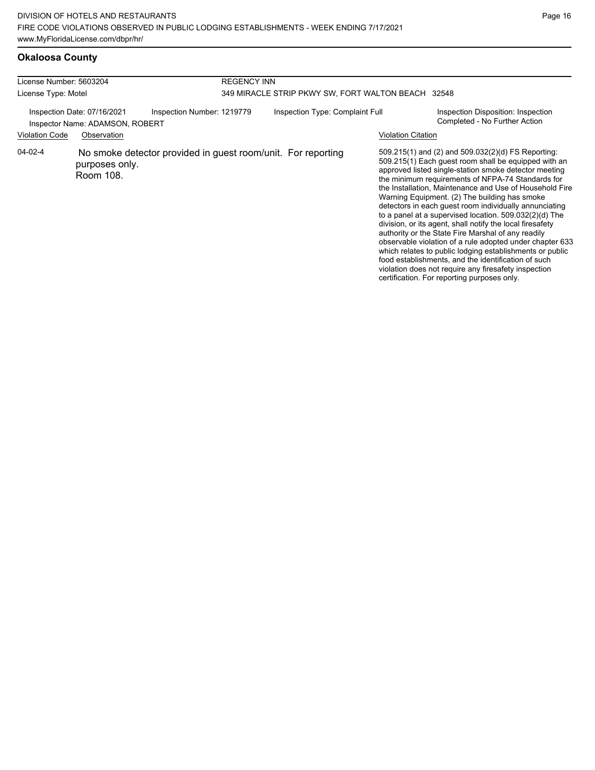## Okaloosa County

| License Number: 5603204 | REGENCY INN |
|---|---|
| License Type: Motel | 349 MIRACLE STRIP PKWY SW, FORT WALTON BEACH 32548 |

| Inspection Date: 07/16/2021 | Inspection Number: 1219779 | Inspection Type: Complaint Full | Inspection Disposition: Inspection Completed - No Further Action |
|---|---|---|---|
| Inspector Name: ADAMSON, ROBERT | | | |

| Violation Code | Observation | Violation Citation |
|---|---|---|
| 04-02-4 | No smoke detector provided in guest room/unit. For reporting purposes only. Room 108. | 509.215(1) and (2) and 509.032(2)(d) FS Reporting: 509.215(1) Each guest room shall be equipped with an approved listed single-station smoke detector meeting the minimum requirements of NFPA-74 Standards for the Installation, Maintenance and Use of Household Fire Warning Equipment. (2) The building has smoke detectors in each guest room individually annunciating to a panel at a supervised location. 509.032(2)(d) The division, or its agent, shall notify the local firesafety authority or the State Fire Marshal of any readily observable violation of a rule adopted under chapter 633 which relates to public lodging establishments or public food establishments, and the identification of such violation does not require any firesafety inspection certification. For reporting purposes only. |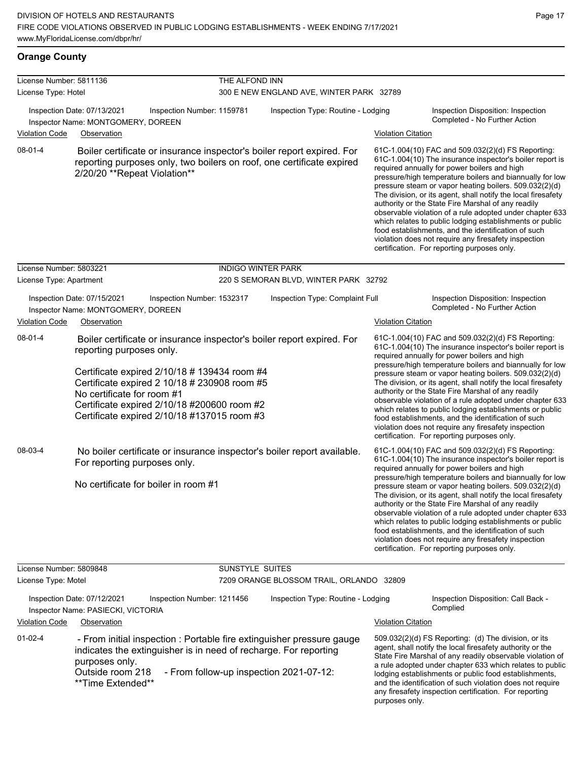## Orange County

| License Number: 5811136 | THE ALFOND INN |
|---|---|
| License Type: Hotel | 300 E NEW ENGLAND AVE, WINTER PARK 32789 |

Inspection Date: 07/13/2021 | Inspection Number: 1159781 | Inspection Type: Routine - Lodging | Inspection Disposition: Inspection Completed - No Further Action

Inspector Name: MONTGOMERY, DOREEN

| Violation Code | Observation | Violation Citation |
|---|---|---|
| 08-01-4 | Boiler certificate or insurance inspector's boiler report expired. For reporting purposes only, two boilers on roof, one certificate expired 2/20/20 **Repeat Violation** | 61C-1.004(10) FAC and 509.032(2)(d) FS Reporting: 61C-1.004(10) The insurance inspector's boiler report is required annually for power boilers and high pressure/high temperature boilers and biannually for low pressure steam or vapor heating boilers. 509.032(2)(d) The division, or its agent, shall notify the local firesafety authority or the State Fire Marshal of any readily observable violation of a rule adopted under chapter 633 which relates to public lodging establishments or public food establishments, and the identification of such violation does not require any firesafety inspection certification. For reporting purposes only. |

| License Number: 5803221 | INDIGO WINTER PARK |
|---|---|
| License Type: Apartment | 220 S SEMORAN BLVD, WINTER PARK 32792 |

Inspection Date: 07/15/2021 | Inspection Number: 1532317 | Inspection Type: Complaint Full | Inspection Disposition: Inspection Completed - No Further Action

Inspector Name: MONTGOMERY, DOREEN

| Violation Code | Observation | Violation Citation |
|---|---|---|
| 08-01-4 | Boiler certificate or insurance inspector's boiler report expired. For reporting purposes only.<br><br>Certificate expired 2/10/18 # 139434 room #4<br>Certificate expired 2 10/18 # 230908 room #5<br>No certificate for room #1<br>Certificate expired 2/10/18 #200600 room #2<br>Certificate expired 2/10/18 #137015 room #3 | 61C-1.004(10) FAC and 509.032(2)(d) FS Reporting: 61C-1.004(10) The insurance inspector's boiler report is required annually for power boilers and high pressure/high temperature boilers and biannually for low pressure steam or vapor heating boilers. 509.032(2)(d) The division, or its agent, shall notify the local firesafety authority or the State Fire Marshal of any readily observable violation of a rule adopted under chapter 633 which relates to public lodging establishments or public food establishments, and the identification of such violation does not require any firesafety inspection certification. For reporting purposes only. |
| 08-03-4 | No boiler certificate or insurance inspector's boiler report available. For reporting purposes only.<br><br>No certificate for boiler in room #1 | 61C-1.004(10) FAC and 509.032(2)(d) FS Reporting: 61C-1.004(10) The insurance inspector's boiler report is required annually for power boilers and high pressure/high temperature boilers and biannually for low pressure steam or vapor heating boilers. 509.032(2)(d) The division, or its agent, shall notify the local firesafety authority or the State Fire Marshal of any readily observable violation of a rule adopted under chapter 633 which relates to public lodging establishments or public food establishments, and the identification of such violation does not require any firesafety inspection certification. For reporting purposes only. |

| License Number: 5809848 | SUNSTYLE SUITES |
|---|---|
| License Type: Motel | 7209 ORANGE BLOSSOM TRAIL, ORLANDO 32809 |

Inspection Date: 07/12/2021 | Inspection Number: 1211456 | Inspection Type: Routine - Lodging | Inspection Disposition: Call Back - Complied

Inspector Name: PASIECKI, VICTORIA

| Violation Code | Observation | Violation Citation |
|---|---|---|
| 01-02-4 | - From initial inspection : Portable fire extinguisher pressure gauge indicates the extinguisher is in need of recharge. For reporting purposes only.<br>Outside room 218 - From follow-up inspection 2021-07-12: **Time Extended** | 509.032(2)(d) FS Reporting: (d) The division, or its agent, shall notify the local firesafety authority or the State Fire Marshal of any readily observable violation of a rule adopted under chapter 633 which relates to public lodging establishments or public food establishments, and the identification of such violation does not require any firesafety inspection certification. For reporting purposes only. |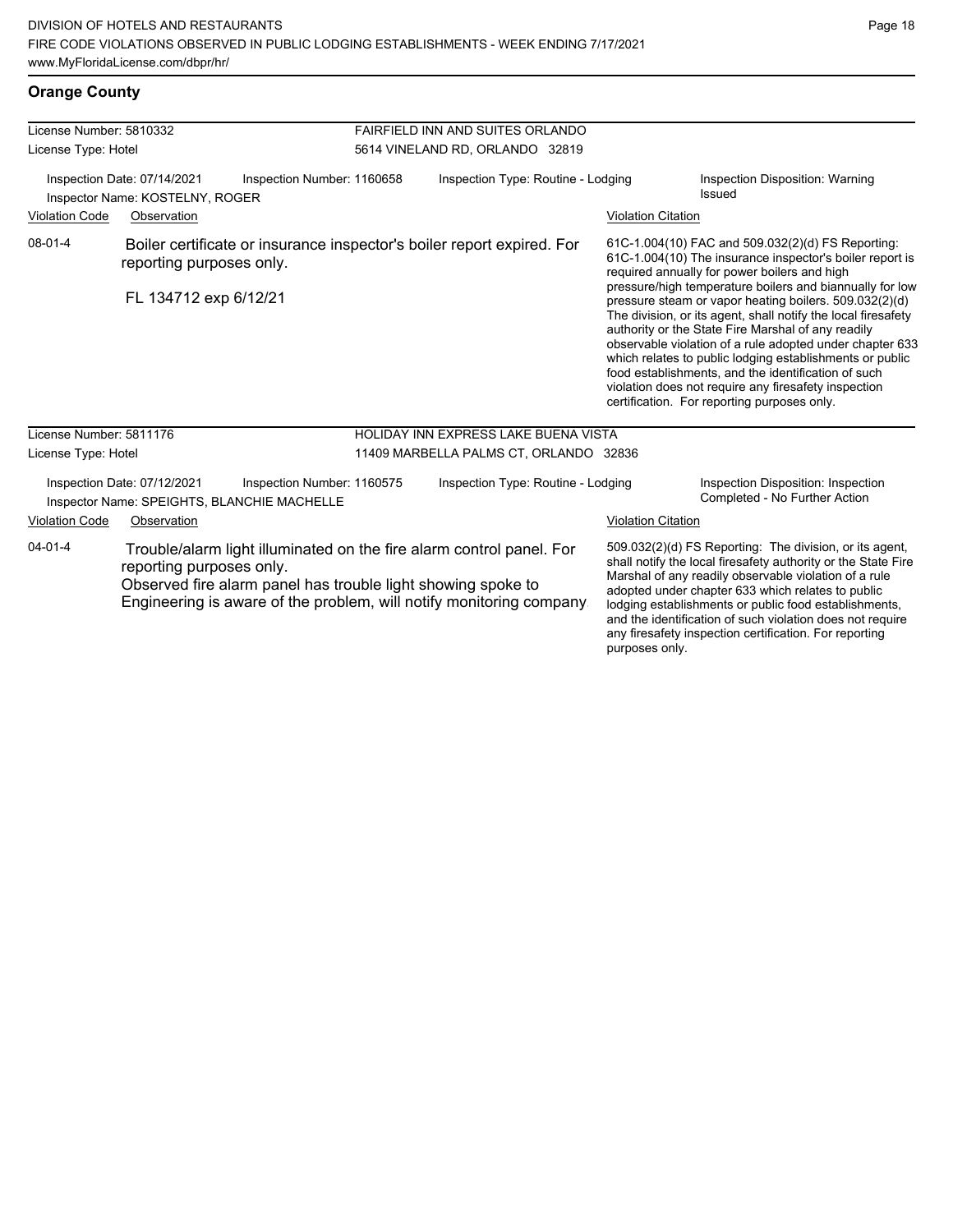## Orange County

**License Number:** 5810332
**License Type:** Hotel

**FAIRFIELD INN AND SUITES ORLANDO**
5614 VINELAND RD, ORLANDO 32819

Inspection Date: 07/14/2021 | Inspection Number: 1160658 | Inspection Type: Routine - Lodging | Inspection Disposition: Warning Issued

Inspector Name: KOSTELNY, ROGER

| Violation Code | Observation | Violation Citation |
|---|---|---|
| 08-01-4 | Boiler certificate or insurance inspector's boiler report expired. For reporting purposes only.<br><br>FL 134712 exp 6/12/21 | 61C-1.004(10) FAC and 509.032(2)(d) FS Reporting: 61C-1.004(10) The insurance inspector's boiler report is required annually for power boilers and high pressure/high temperature boilers and biannually for low pressure steam or vapor heating boilers. 509.032(2)(d) The division, or its agent, shall notify the local firesafety authority or the State Fire Marshal of any readily observable violation of a rule adopted under chapter 633 which relates to public lodging establishments or public food establishments, and the identification of such violation does not require any firesafety inspection certification. For reporting purposes only. |

**License Number:** 5811176
**License Type:** Hotel

**HOLIDAY INN EXPRESS LAKE BUENA VISTA**
11409 MARBELLA PALMS CT, ORLANDO 32836

Inspection Date: 07/12/2021 | Inspection Number: 1160575 | Inspection Type: Routine - Lodging | Inspection Disposition: Inspection Completed - No Further Action

Inspector Name: SPEIGHTS, BLANCHIE MACHELLE

| Violation Code | Observation | Violation Citation |
|---|---|---|
| 04-01-4 | Trouble/alarm light illuminated on the fire alarm control panel. For reporting purposes only.<br>Observed fire alarm panel has trouble light showing spoke to Engineering is aware of the problem, will notify monitoring company. | 509.032(2)(d) FS Reporting: The division, or its agent, shall notify the local firesafety authority or the State Fire Marshal of any readily observable violation of a rule adopted under chapter 633 which relates to public lodging establishments or public food establishments, and the identification of such violation does not require any firesafety inspection certification. For reporting purposes only. |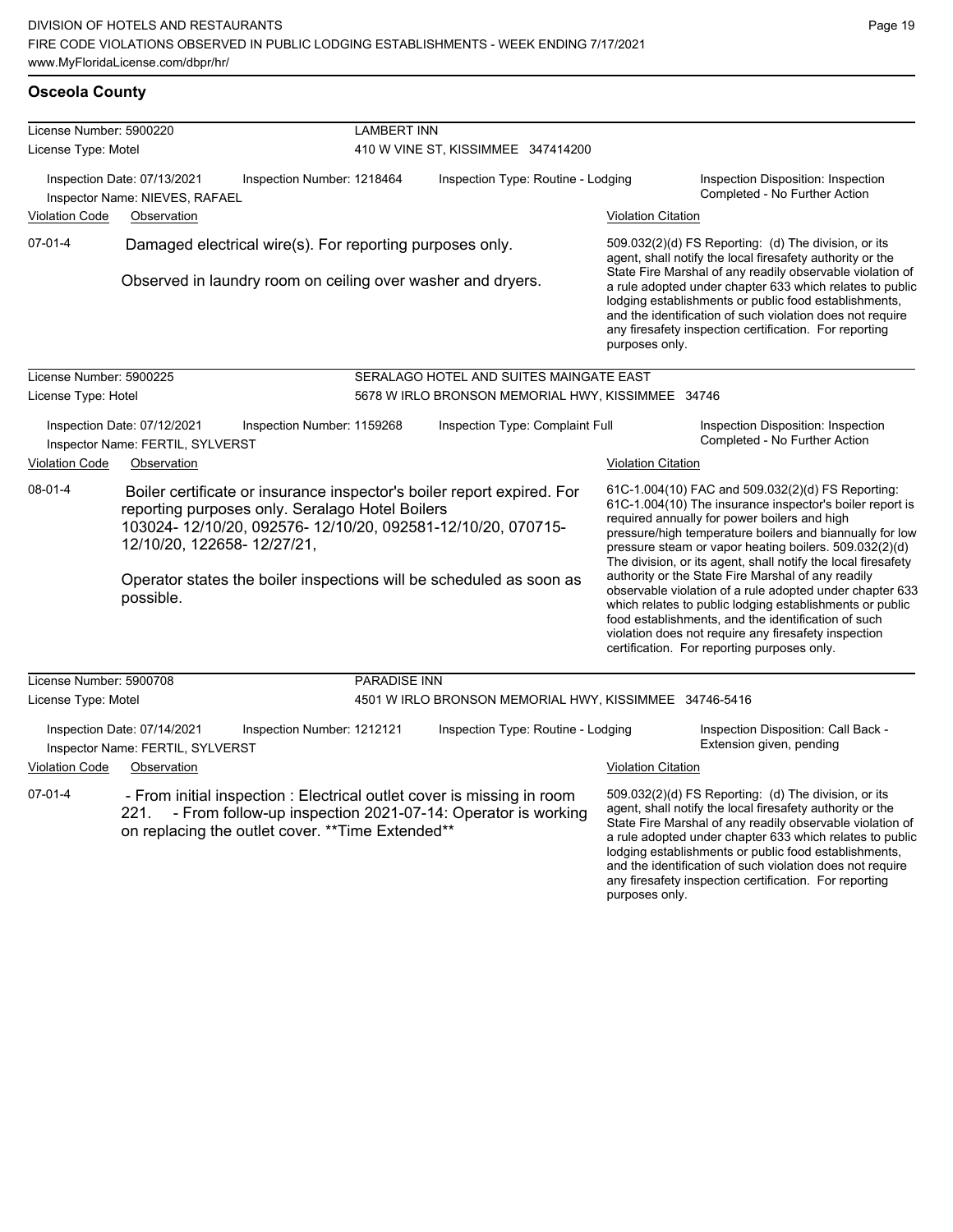## Osceola County

**License Number:** 5900220 — **LAMBERT INN**
**License Type:** Motel — 410 W VINE ST, KISSIMMEE 347414200

Inspection Date: 07/13/2021 | Inspection Number: 1218464 | Inspection Type: Routine - Lodging | Inspection Disposition: Inspection Completed - No Further Action
Inspector Name: NIEVES, RAFAEL

| Violation Code | Observation | Violation Citation |
|---|---|---|
| 07-01-4 | Damaged electrical wire(s). For reporting purposes only.<br><br>Observed in laundry room on ceiling over washer and dryers. | 509.032(2)(d) FS Reporting: (d) The division, or its agent, shall notify the local firesafety authority or the State Fire Marshal of any readily observable violation of a rule adopted under chapter 633 which relates to public lodging establishments or public food establishments, and the identification of such violation does not require any firesafety inspection certification. For reporting purposes only. |

**License Number:** 5900225 — **SERALAGO HOTEL AND SUITES MAINGATE EAST**
**License Type:** Hotel — 5678 W IRLO BRONSON MEMORIAL HWY, KISSIMMEE 34746

Inspection Date: 07/12/2021 | Inspection Number: 1159268 | Inspection Type: Complaint Full | Inspection Disposition: Inspection Completed - No Further Action
Inspector Name: FERTIL, SYLVERST

| Violation Code | Observation | Violation Citation |
|---|---|---|
| 08-01-4 | Boiler certificate or insurance inspector's boiler report expired. For reporting purposes only. Seralago Hotel Boilers 103024- 12/10/20, 092576- 12/10/20, 092581-12/10/20, 070715- 12/10/20, 122658- 12/27/21,<br><br>Operator states the boiler inspections will be scheduled as soon as possible. | 61C-1.004(10) FAC and 509.032(2)(d) FS Reporting: 61C-1.004(10) The insurance inspector's boiler report is required annually for power boilers and high pressure/high temperature boilers and biannually for low pressure steam or vapor heating boilers. 509.032(2)(d) The division, or its agent, shall notify the local firesafety authority or the State Fire Marshal of any readily observable violation of a rule adopted under chapter 633 which relates to public lodging establishments or public food establishments, and the identification of such violation does not require any firesafety inspection certification. For reporting purposes only. |

**License Number:** 5900708 — **PARADISE INN**
**License Type:** Motel — 4501 W IRLO BRONSON MEMORIAL HWY, KISSIMMEE 34746-5416

Inspection Date: 07/14/2021 | Inspection Number: 1212121 | Inspection Type: Routine - Lodging | Inspection Disposition: Call Back - Extension given, pending
Inspector Name: FERTIL, SYLVERST

| Violation Code | Observation | Violation Citation |
|---|---|---|
| 07-01-4 | - From initial inspection : Electrical outlet cover is missing in room 221. - From follow-up inspection 2021-07-14: Operator is working on replacing the outlet cover. **Time Extended** | 509.032(2)(d) FS Reporting: (d) The division, or its agent, shall notify the local firesafety authority or the State Fire Marshal of any readily observable violation of a rule adopted under chapter 633 which relates to public lodging establishments or public food establishments, and the identification of such violation does not require any firesafety inspection certification. For reporting purposes only. |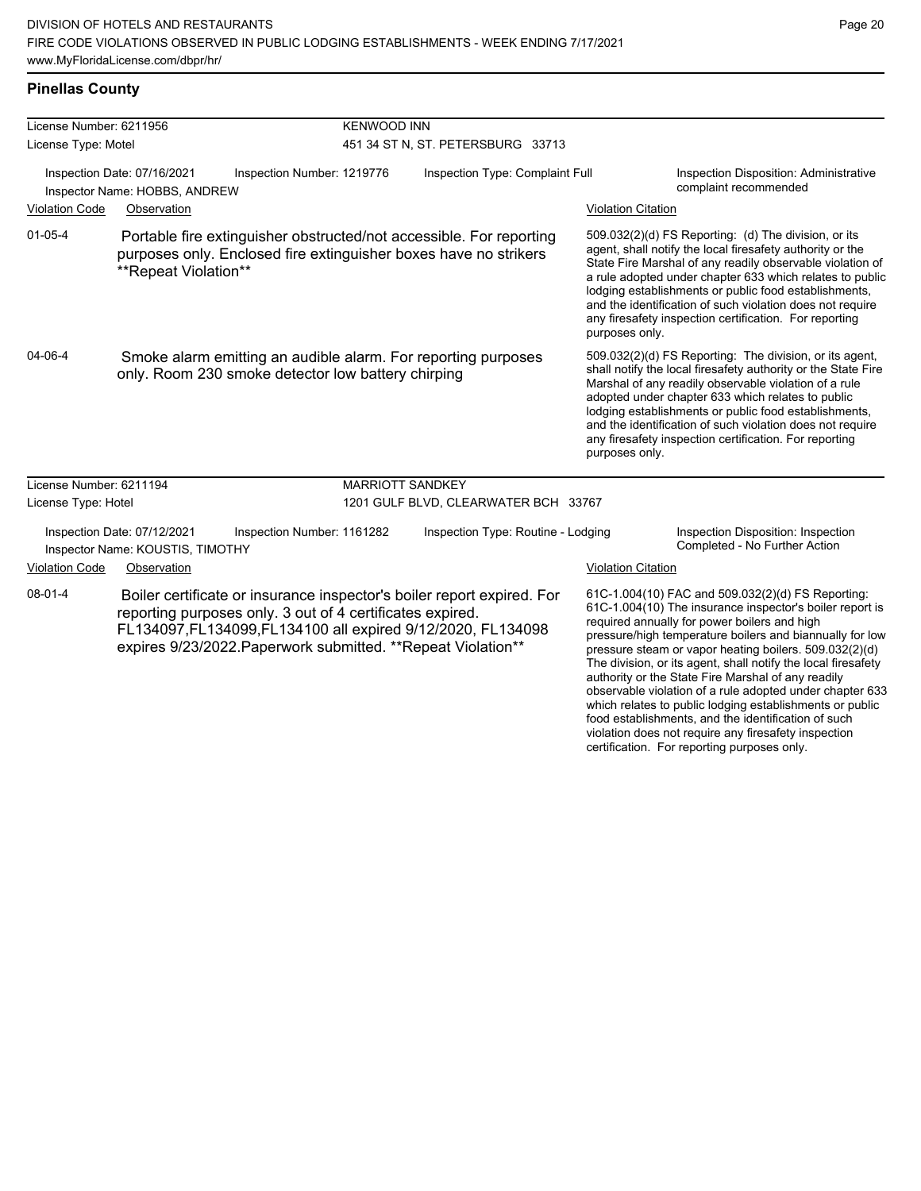## Pinellas County

**License Number:** 6211956 — **KENWOOD INN**
**License Type:** Motel — 451 34 ST N, ST. PETERSBURG 33713

Inspection Date: 07/16/2021 | Inspection Number: 1219776 | Inspection Type: Complaint Full | Inspection Disposition: Administrative complaint recommended
Inspector Name: HOBBS, ANDREW

| Violation Code | Observation | Violation Citation |
|---|---|---|
| 01-05-4 | Portable fire extinguisher obstructed/not accessible. For reporting purposes only. Enclosed fire extinguisher boxes have no strikers **Repeat Violation** | 509.032(2)(d) FS Reporting: (d) The division, or its agent, shall notify the local firesafety authority or the State Fire Marshal of any readily observable violation of a rule adopted under chapter 633 which relates to public lodging establishments or public food establishments, and the identification of such violation does not require any firesafety inspection certification. For reporting purposes only. |
| 04-06-4 | Smoke alarm emitting an audible alarm. For reporting purposes only. Room 230 smoke detector low battery chirping | 509.032(2)(d) FS Reporting: The division, or its agent, shall notify the local firesafety authority or the State Fire Marshal of any readily observable violation of a rule adopted under chapter 633 which relates to public lodging establishments or public food establishments, and the identification of such violation does not require any firesafety inspection certification. For reporting purposes only. |

**License Number:** 6211194 — **MARRIOTT SANDKEY**
**License Type:** Hotel — 1201 GULF BLVD, CLEARWATER BCH 33767

Inspection Date: 07/12/2021 | Inspection Number: 1161282 | Inspection Type: Routine - Lodging | Inspection Disposition: Inspection Completed - No Further Action
Inspector Name: KOUSTIS, TIMOTHY

| Violation Code | Observation | Violation Citation |
|---|---|---|
| 08-01-4 | Boiler certificate or insurance inspector's boiler report expired. For reporting purposes only. 3 out of 4 certificates expired. FL134097,FL134099,FL134100 all expired 9/12/2020, FL134098 expires 9/23/2022.Paperwork submitted. **Repeat Violation** | 61C-1.004(10) FAC and 509.032(2)(d) FS Reporting: 61C-1.004(10) The insurance inspector's boiler report is required annually for power boilers and high pressure/high temperature boilers and biannually for low pressure steam or vapor heating boilers. 509.032(2)(d) The division, or its agent, shall notify the local firesafety authority or the State Fire Marshal of any readily observable violation of a rule adopted under chapter 633 which relates to public lodging establishments or public food establishments, and the identification of such violation does not require any firesafety inspection certification. For reporting purposes only. |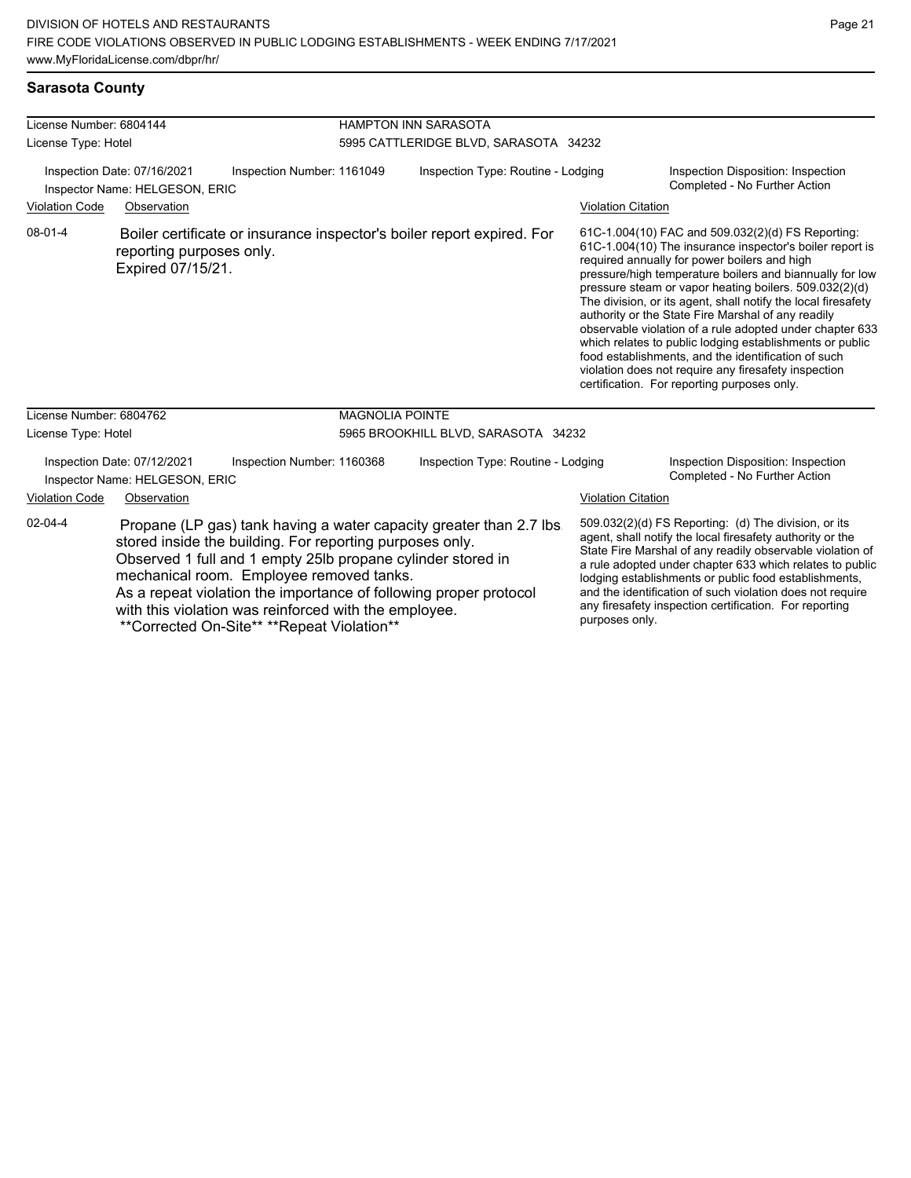## Sarasota County

**License Number:** 6804144
**License Type:** Hotel

**HAMPTON INN SARASOTA**
5995 CATTLERIDGE BLVD, SARASOTA 34232

Inspection Date: 07/16/2021
Inspection Number: 1161049
Inspection Type: Routine - Lodging
Inspection Disposition: Inspection Completed - No Further Action
Inspector Name: HELGESON, ERIC

| Violation Code | Observation | Violation Citation |
|---|---|---|
| 08-01-4 | Boiler certificate or insurance inspector's boiler report expired. For reporting purposes only. Expired 07/15/21. | 61C-1.004(10) FAC and 509.032(2)(d) FS Reporting: 61C-1.004(10) The insurance inspector's boiler report is required annually for power boilers and high pressure/high temperature boilers and biannually for low pressure steam or vapor heating boilers. 509.032(2)(d) The division, or its agent, shall notify the local firesafety authority or the State Fire Marshal of any readily observable violation of a rule adopted under chapter 633 which relates to public lodging establishments or public food establishments, and the identification of such violation does not require any firesafety inspection certification. For reporting purposes only. |

**License Number:** 6804762
**License Type:** Hotel

**MAGNOLIA POINTE**
5965 BROOKHILL BLVD, SARASOTA 34232

Inspection Date: 07/12/2021
Inspection Number: 1160368
Inspection Type: Routine - Lodging
Inspection Disposition: Inspection Completed - No Further Action
Inspector Name: HELGESON, ERIC

| Violation Code | Observation | Violation Citation |
|---|---|---|
| 02-04-4 | Propane (LP gas) tank having a water capacity greater than 2.7 lbs. stored inside the building. For reporting purposes only. Observed 1 full and 1 empty 25lb propane cylinder stored in mechanical room. Employee removed tanks. As a repeat violation the importance of following proper protocol with this violation was reinforced with the employee. **Corrected On-Site** **Repeat Violation** | 509.032(2)(d) FS Reporting: (d) The division, or its agent, shall notify the local firesafety authority or the State Fire Marshal of any readily observable violation of a rule adopted under chapter 633 which relates to public lodging establishments or public food establishments, and the identification of such violation does not require any firesafety inspection certification. For reporting purposes only. |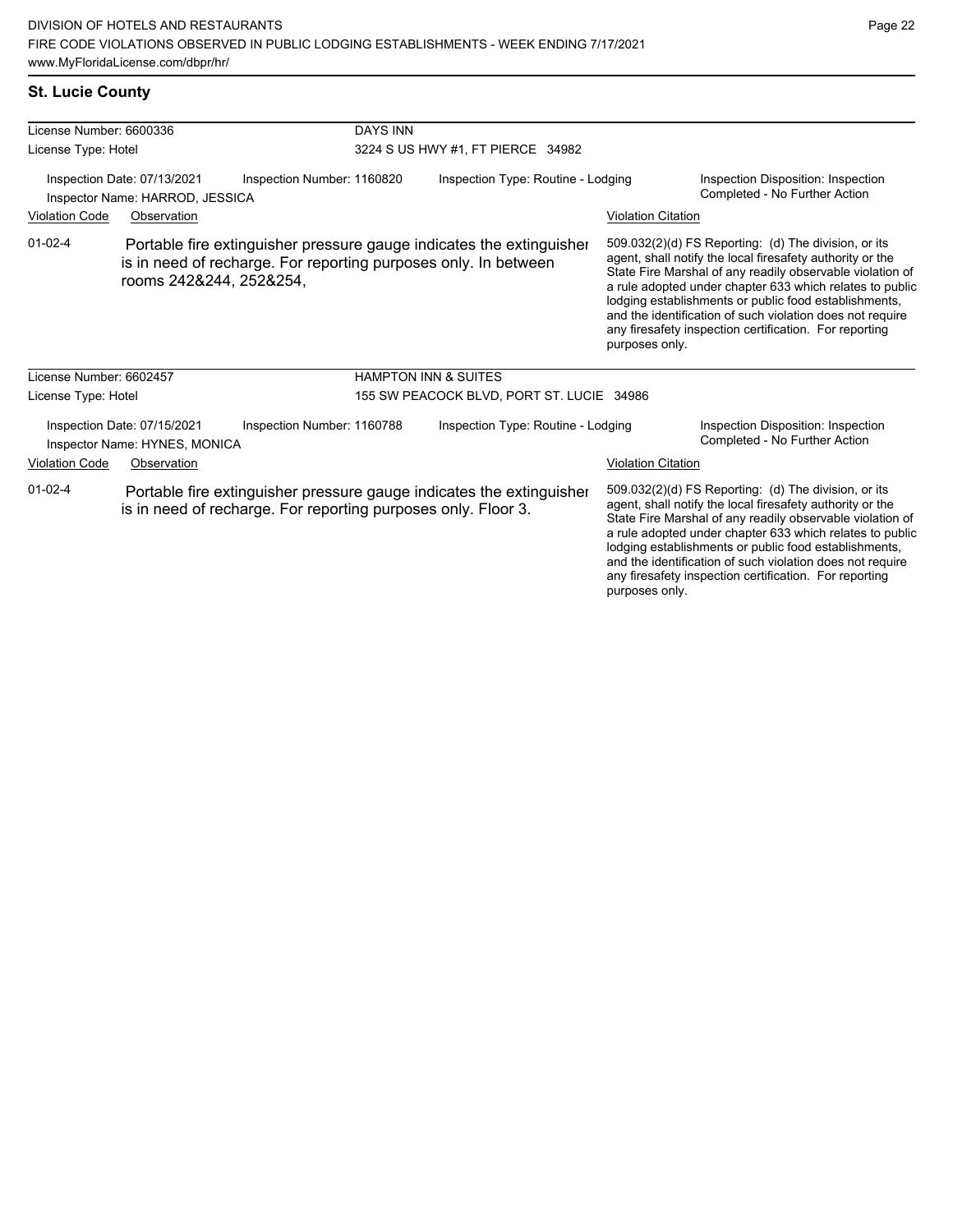## St. Lucie County

**License Number:** 6600336 — **DAYS INN**
**License Type:** Hotel — 3224 S US HWY #1, FT PIERCE 34982

Inspection Date: 07/13/2021 | Inspection Number: 1160820 | Inspection Type: Routine - Lodging | Inspection Disposition: Inspection Completed - No Further Action
Inspector Name: HARROD, JESSICA

| Violation Code | Observation | Violation Citation |
|---|---|---|
| 01-02-4 | Portable fire extinguisher pressure gauge indicates the extinguisher is in need of recharge. For reporting purposes only. In between rooms 242&244, 252&254, | 509.032(2)(d) FS Reporting: (d) The division, or its agent, shall notify the local firesafety authority or the State Fire Marshal of any readily observable violation of a rule adopted under chapter 633 which relates to public lodging establishments or public food establishments, and the identification of such violation does not require any firesafety inspection certification. For reporting purposes only. |

**License Number:** 6602457 — **HAMPTON INN & SUITES**
**License Type:** Hotel — 155 SW PEACOCK BLVD, PORT ST. LUCIE 34986

Inspection Date: 07/15/2021 | Inspection Number: 1160788 | Inspection Type: Routine - Lodging | Inspection Disposition: Inspection Completed - No Further Action
Inspector Name: HYNES, MONICA

| Violation Code | Observation | Violation Citation |
|---|---|---|
| 01-02-4 | Portable fire extinguisher pressure gauge indicates the extinguisher is in need of recharge. For reporting purposes only. Floor 3. | 509.032(2)(d) FS Reporting: (d) The division, or its agent, shall notify the local firesafety authority or the State Fire Marshal of any readily observable violation of a rule adopted under chapter 633 which relates to public lodging establishments or public food establishments, and the identification of such violation does not require any firesafety inspection certification. For reporting purposes only. |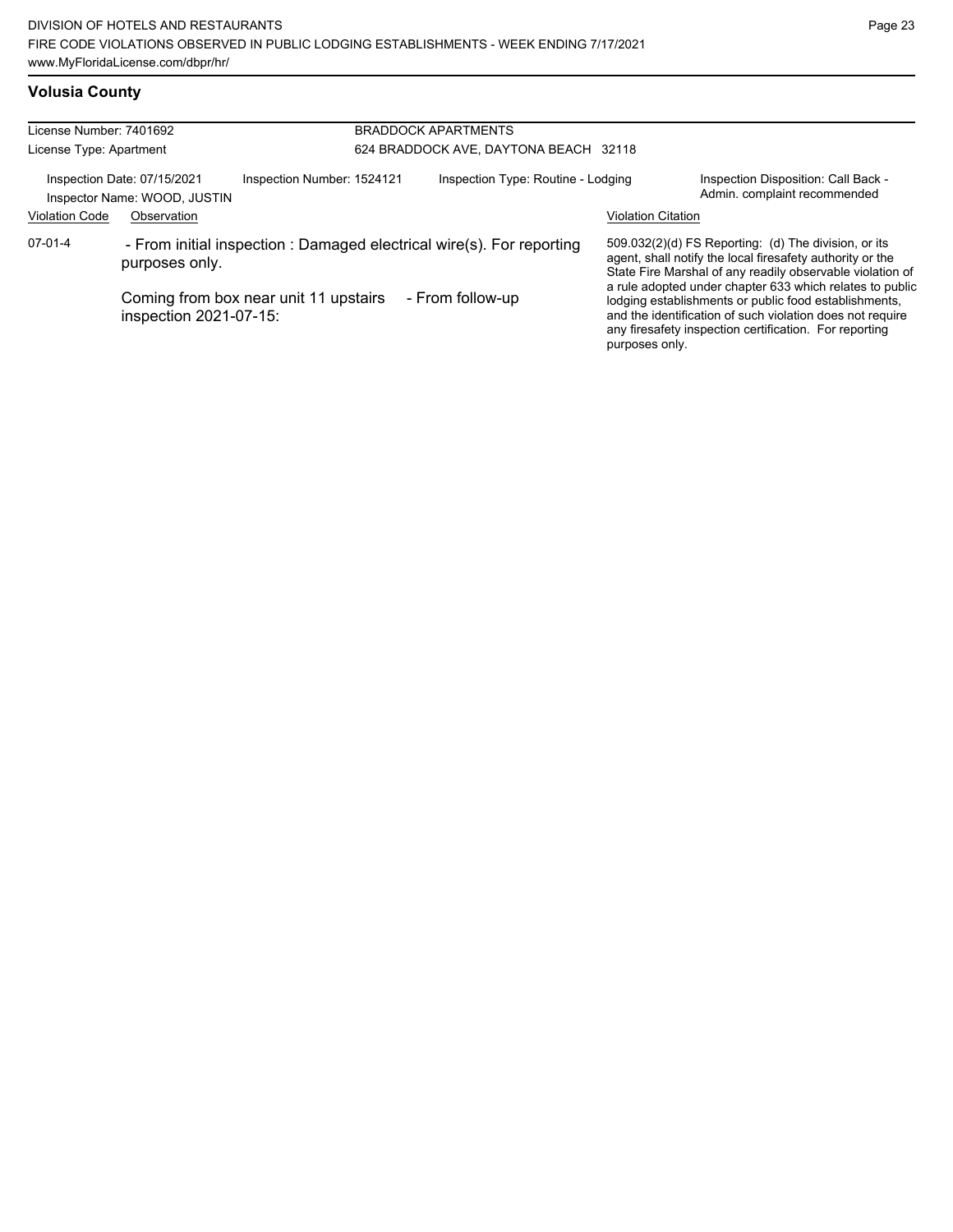## Volusia County

License Number: 7401692
License Type: Apartment

BRADDOCK APARTMENTS
624 BRADDOCK AVE, DAYTONA BEACH 32118

Inspection Date: 07/15/2021
Inspector Name: WOOD, JUSTIN
Inspection Number: 1524121
Inspection Type: Routine - Lodging
Inspection Disposition: Call Back - Admin. complaint recommended

| Violation Code | Observation | Violation Citation |
|---|---|---|
| 07-01-4 | - From initial inspection : Damaged electrical wire(s). For reporting purposes only.<br><br>Coming from box near unit 11 upstairs - From follow-up inspection 2021-07-15: | 509.032(2)(d) FS Reporting: (d) The division, or its agent, shall notify the local firesafety authority or the State Fire Marshal of any readily observable violation of a rule adopted under chapter 633 which relates to public lodging establishments or public food establishments, and the identification of such violation does not require any firesafety inspection certification. For reporting purposes only. |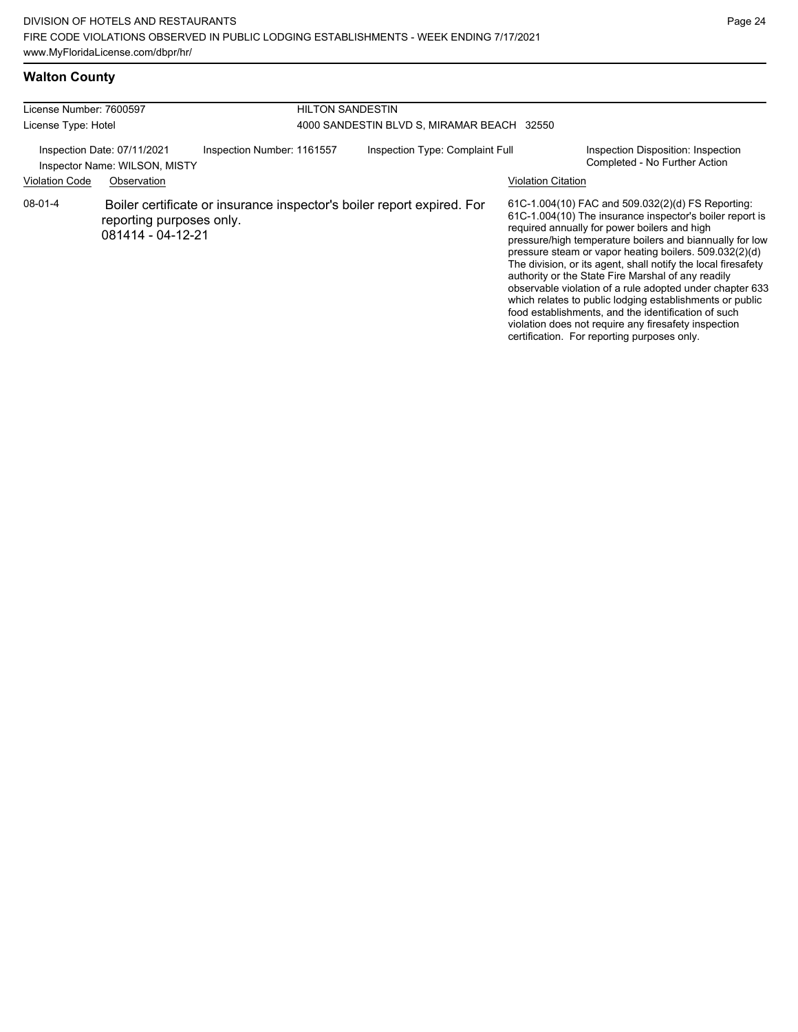## Walton County

| | | | |
|---|---|---|---|
| License Number: 7600597 | | HILTON SANDESTIN | |
| License Type: Hotel | | 4000 SANDESTIN BLVD S, MIRAMAR BEACH 32550 | |
| Inspection Date: 07/11/2021<br>Inspector Name: WILSON, MISTY | Inspection Number: 1161557 | Inspection Type: Complaint Full | Inspection Disposition: Inspection Completed - No Further Action |

| Violation Code | Observation | Violation Citation |
|---|---|---|
| 08-01-4 | Boiler certificate or insurance inspector's boiler report expired. For reporting purposes only.<br>081414 - 04-12-21 | 61C-1.004(10) FAC and 509.032(2)(d) FS Reporting: 61C-1.004(10) The insurance inspector's boiler report is required annually for power boilers and high pressure/high temperature boilers and biannually for low pressure steam or vapor heating boilers. 509.032(2)(d) The division, or its agent, shall notify the local firesafety authority or the State Fire Marshal of any readily observable violation of a rule adopted under chapter 633 which relates to public lodging establishments or public food establishments, and the identification of such violation does not require any firesafety inspection certification. For reporting purposes only. |